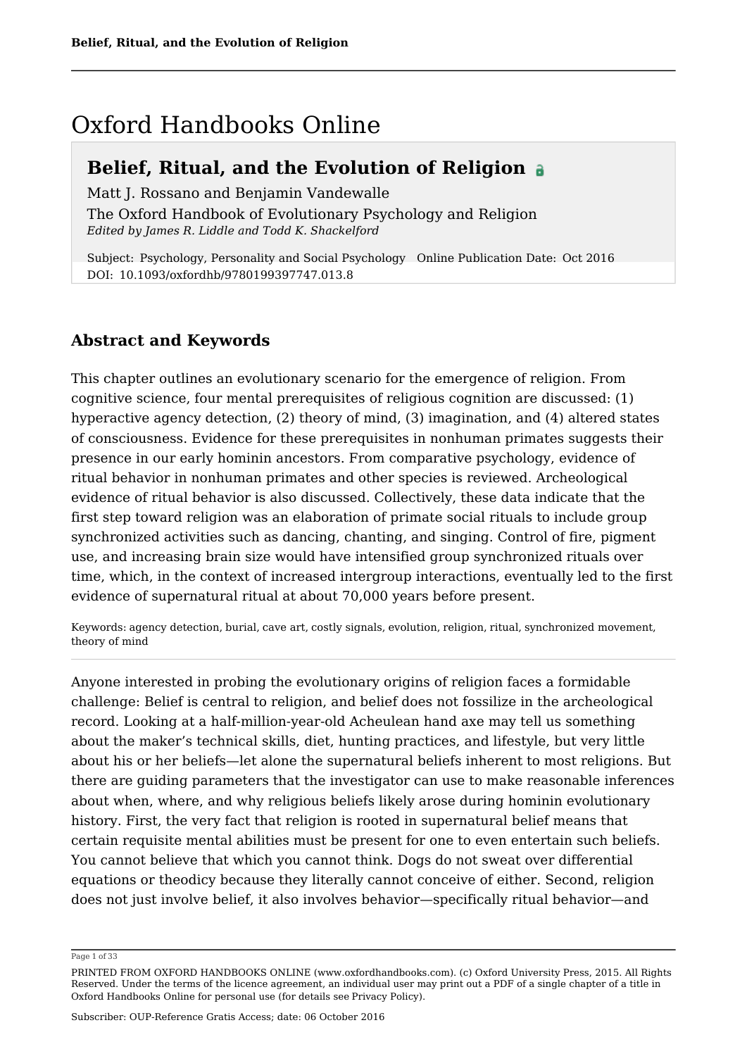# Oxford Handbooks Online

## Belief, Ritual, and the Evolution of Religion

Matt J. Rossano and Benjamin Vandewalle

The Oxford Handbook of Evolutionary Psychology and Religion

*Edited by James R. Liddle and Todd K. Shackelford*

Subject: Psychology, Personality and Social Psychology Online Publication Date: Oct 2016
DOI: 10.1093/oxfordhb/9780199397747.013.8

## Abstract and Keywords

This chapter outlines an evolutionary scenario for the emergence of religion. From cognitive science, four mental prerequisites of religious cognition are discussed: (1) hyperactive agency detection, (2) theory of mind, (3) imagination, and (4) altered states of consciousness. Evidence for these prerequisites in nonhuman primates suggests their presence in our early hominin ancestors. From comparative psychology, evidence of ritual behavior in nonhuman primates and other species is reviewed. Archeological evidence of ritual behavior is also discussed. Collectively, these data indicate that the first step toward religion was an elaboration of primate social rituals to include group synchronized activities such as dancing, chanting, and singing. Control of fire, pigment use, and increasing brain size would have intensified group synchronized rituals over time, which, in the context of increased intergroup interactions, eventually led to the first evidence of supernatural ritual at about 70,000 years before present.

Keywords: agency detection, burial, cave art, costly signals, evolution, religion, ritual, synchronized movement, theory of mind

---

Anyone interested in probing the evolutionary origins of religion faces a formidable challenge: Belief is central to religion, and belief does not fossilize in the archeological record. Looking at a half-million-year-old Acheulean hand axe may tell us something about the maker's technical skills, diet, hunting practices, and lifestyle, but very little about his or her beliefs—let alone the supernatural beliefs inherent to most religions. But there are guiding parameters that the investigator can use to make reasonable inferences about when, where, and why religious beliefs likely arose during hominin evolutionary history. First, the very fact that religion is rooted in supernatural belief means that certain requisite mental abilities must be present for one to even entertain such beliefs. You cannot believe that which you cannot think. Dogs do not sweat over differential equations or theodicy because they literally cannot conceive of either. Second, religion does not just involve belief, it also involves behavior—specifically ritual behavior—and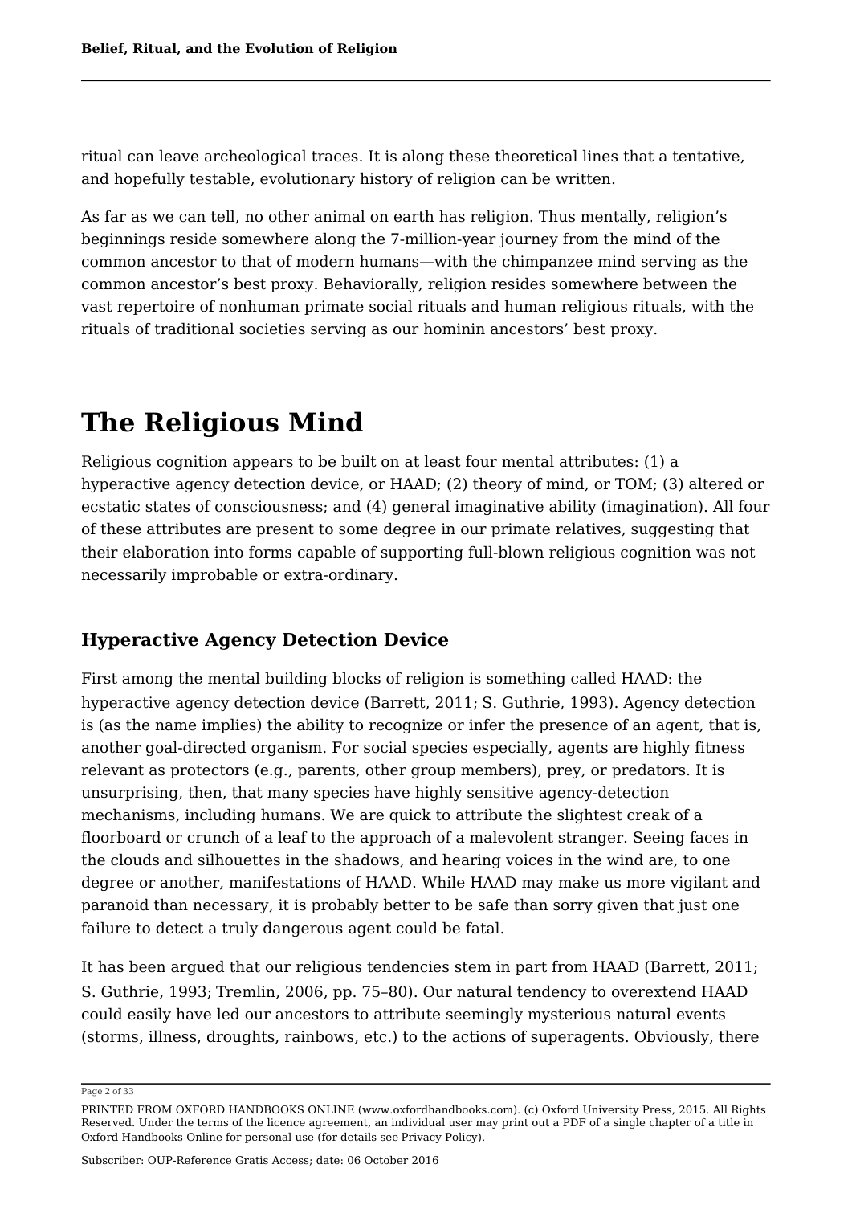ritual can leave archeological traces. It is along these theoretical lines that a tentative, and hopefully testable, evolutionary history of religion can be written.

As far as we can tell, no other animal on earth has religion. Thus mentally, religion's beginnings reside somewhere along the 7-million-year journey from the mind of the common ancestor to that of modern humans—with the chimpanzee mind serving as the common ancestor's best proxy. Behaviorally, religion resides somewhere between the vast repertoire of nonhuman primate social rituals and human religious rituals, with the rituals of traditional societies serving as our hominin ancestors' best proxy.

# The Religious Mind

Religious cognition appears to be built on at least four mental attributes: (1) a hyperactive agency detection device, or HAAD; (2) theory of mind, or TOM; (3) altered or ecstatic states of consciousness; and (4) general imaginative ability (imagination). All four of these attributes are present to some degree in our primate relatives, suggesting that their elaboration into forms capable of supporting full-blown religious cognition was not necessarily improbable or extra-ordinary.

## Hyperactive Agency Detection Device

First among the mental building blocks of religion is something called HAAD: the hyperactive agency detection device (Barrett, 2011; S. Guthrie, 1993). Agency detection is (as the name implies) the ability to recognize or infer the presence of an agent, that is, another goal-directed organism. For social species especially, agents are highly fitness relevant as protectors (e.g., parents, other group members), prey, or predators. It is unsurprising, then, that many species have highly sensitive agency-detection mechanisms, including humans. We are quick to attribute the slightest creak of a floorboard or crunch of a leaf to the approach of a malevolent stranger. Seeing faces in the clouds and silhouettes in the shadows, and hearing voices in the wind are, to one degree or another, manifestations of HAAD. While HAAD may make us more vigilant and paranoid than necessary, it is probably better to be safe than sorry given that just one failure to detect a truly dangerous agent could be fatal.

It has been argued that our religious tendencies stem in part from HAAD (Barrett, 2011; S. Guthrie, 1993; Tremlin, 2006, pp. 75–80). Our natural tendency to overextend HAAD could easily have led our ancestors to attribute seemingly mysterious natural events (storms, illness, droughts, rainbows, etc.) to the actions of superagents. Obviously, there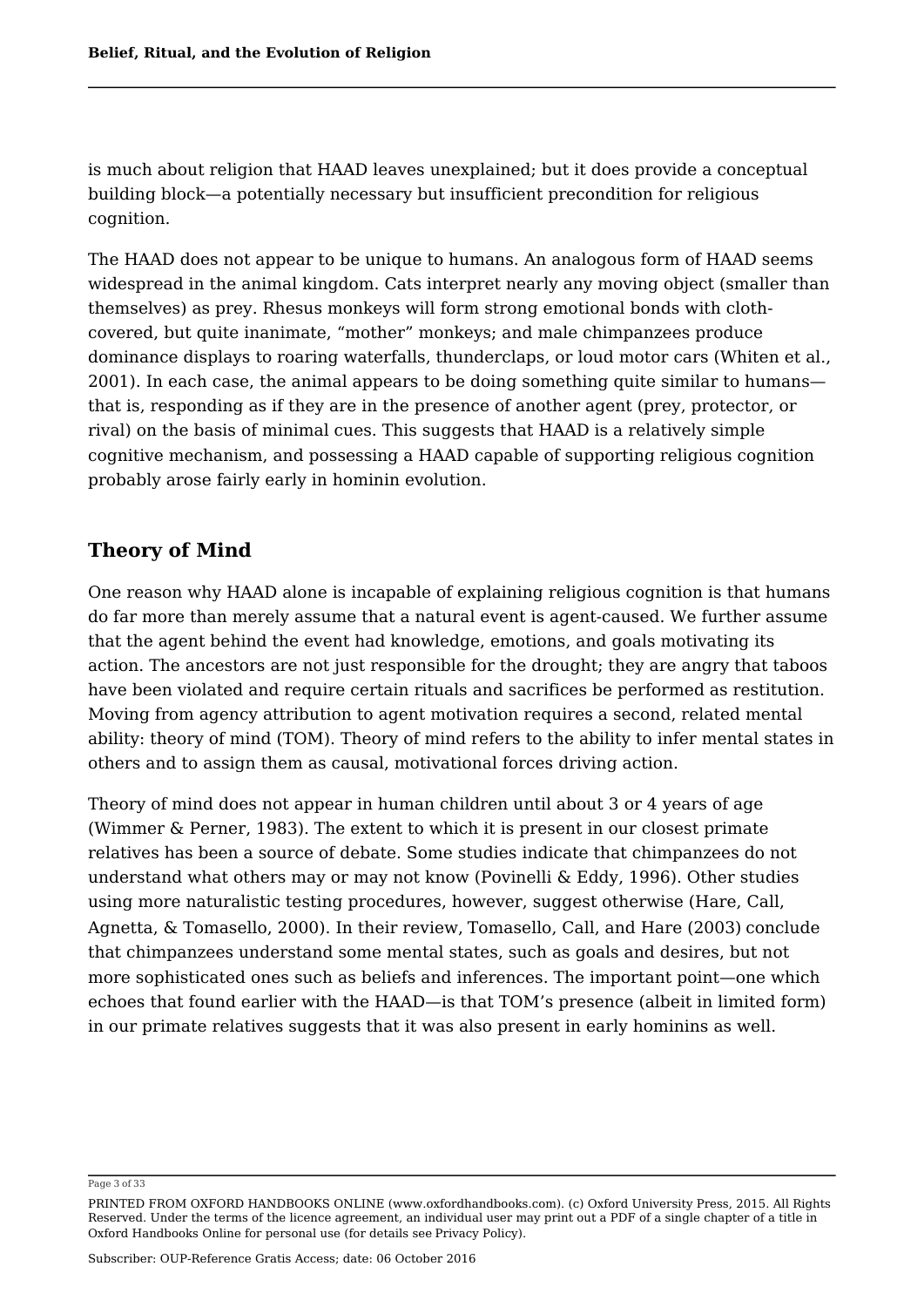is much about religion that HAAD leaves unexplained; but it does provide a conceptual building block—a potentially necessary but insufficient precondition for religious cognition.

The HAAD does not appear to be unique to humans. An analogous form of HAAD seems widespread in the animal kingdom. Cats interpret nearly any moving object (smaller than themselves) as prey. Rhesus monkeys will form strong emotional bonds with cloth-covered, but quite inanimate, "mother" monkeys; and male chimpanzees produce dominance displays to roaring waterfalls, thunderclaps, or loud motor cars (Whiten et al., 2001). In each case, the animal appears to be doing something quite similar to humans—that is, responding as if they are in the presence of another agent (prey, protector, or rival) on the basis of minimal cues. This suggests that HAAD is a relatively simple cognitive mechanism, and possessing a HAAD capable of supporting religious cognition probably arose fairly early in hominin evolution.

## Theory of Mind

One reason why HAAD alone is incapable of explaining religious cognition is that humans do far more than merely assume that a natural event is agent-caused. We further assume that the agent behind the event had knowledge, emotions, and goals motivating its action. The ancestors are not just responsible for the drought; they are angry that taboos have been violated and require certain rituals and sacrifices be performed as restitution. Moving from agency attribution to agent motivation requires a second, related mental ability: theory of mind (TOM). Theory of mind refers to the ability to infer mental states in others and to assign them as causal, motivational forces driving action.

Theory of mind does not appear in human children until about 3 or 4 years of age (Wimmer & Perner, 1983). The extent to which it is present in our closest primate relatives has been a source of debate. Some studies indicate that chimpanzees do not understand what others may or may not know (Povinelli & Eddy, 1996). Other studies using more naturalistic testing procedures, however, suggest otherwise (Hare, Call, Agnetta, & Tomasello, 2000). In their review, Tomasello, Call, and Hare (2003) conclude that chimpanzees understand some mental states, such as goals and desires, but not more sophisticated ones such as beliefs and inferences. The important point—one which echoes that found earlier with the HAAD—is that TOM's presence (albeit in limited form) in our primate relatives suggests that it was also present in early hominins as well.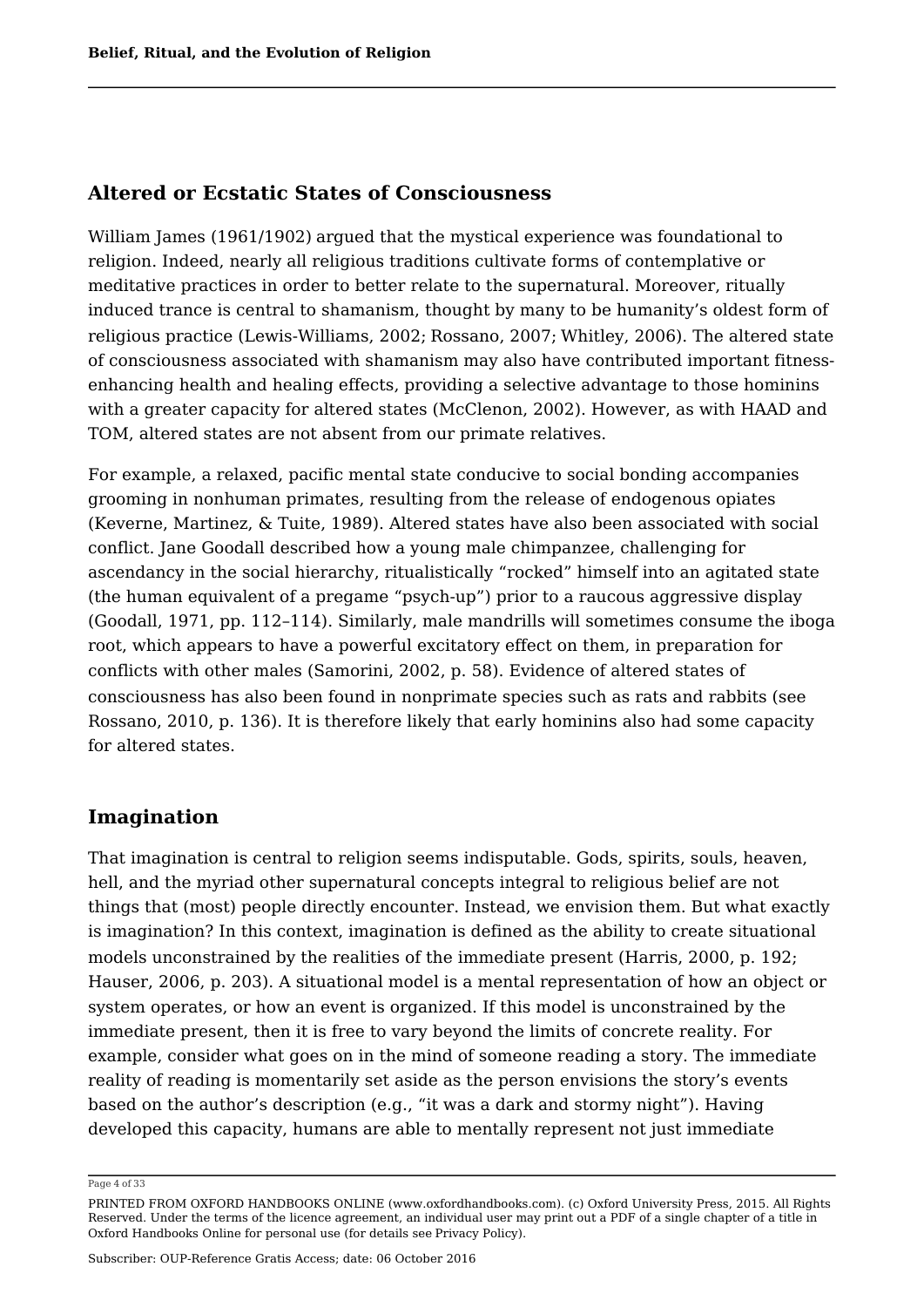## Altered or Ecstatic States of Consciousness

William James (1961/1902) argued that the mystical experience was foundational to religion. Indeed, nearly all religious traditions cultivate forms of contemplative or meditative practices in order to better relate to the supernatural. Moreover, ritually induced trance is central to shamanism, thought by many to be humanity's oldest form of religious practice (Lewis-Williams, 2002; Rossano, 2007; Whitley, 2006). The altered state of consciousness associated with shamanism may also have contributed important fitness-enhancing health and healing effects, providing a selective advantage to those hominins with a greater capacity for altered states (McClenon, 2002). However, as with HAAD and TOM, altered states are not absent from our primate relatives.

For example, a relaxed, pacific mental state conducive to social bonding accompanies grooming in nonhuman primates, resulting from the release of endogenous opiates (Keverne, Martinez, & Tuite, 1989). Altered states have also been associated with social conflict. Jane Goodall described how a young male chimpanzee, challenging for ascendancy in the social hierarchy, ritualistically "rocked" himself into an agitated state (the human equivalent of a pregame "psych-up") prior to a raucous aggressive display (Goodall, 1971, pp. 112–114). Similarly, male mandrills will sometimes consume the iboga root, which appears to have a powerful excitatory effect on them, in preparation for conflicts with other males (Samorini, 2002, p. 58). Evidence of altered states of consciousness has also been found in nonprimate species such as rats and rabbits (see Rossano, 2010, p. 136). It is therefore likely that early hominins also had some capacity for altered states.

## Imagination

That imagination is central to religion seems indisputable. Gods, spirits, souls, heaven, hell, and the myriad other supernatural concepts integral to religious belief are not things that (most) people directly encounter. Instead, we envision them. But what exactly is imagination? In this context, imagination is defined as the ability to create situational models unconstrained by the realities of the immediate present (Harris, 2000, p. 192; Hauser, 2006, p. 203). A situational model is a mental representation of how an object or system operates, or how an event is organized. If this model is unconstrained by the immediate present, then it is free to vary beyond the limits of concrete reality. For example, consider what goes on in the mind of someone reading a story. The immediate reality of reading is momentarily set aside as the person envisions the story's events based on the author's description (e.g., "it was a dark and stormy night"). Having developed this capacity, humans are able to mentally represent not just immediate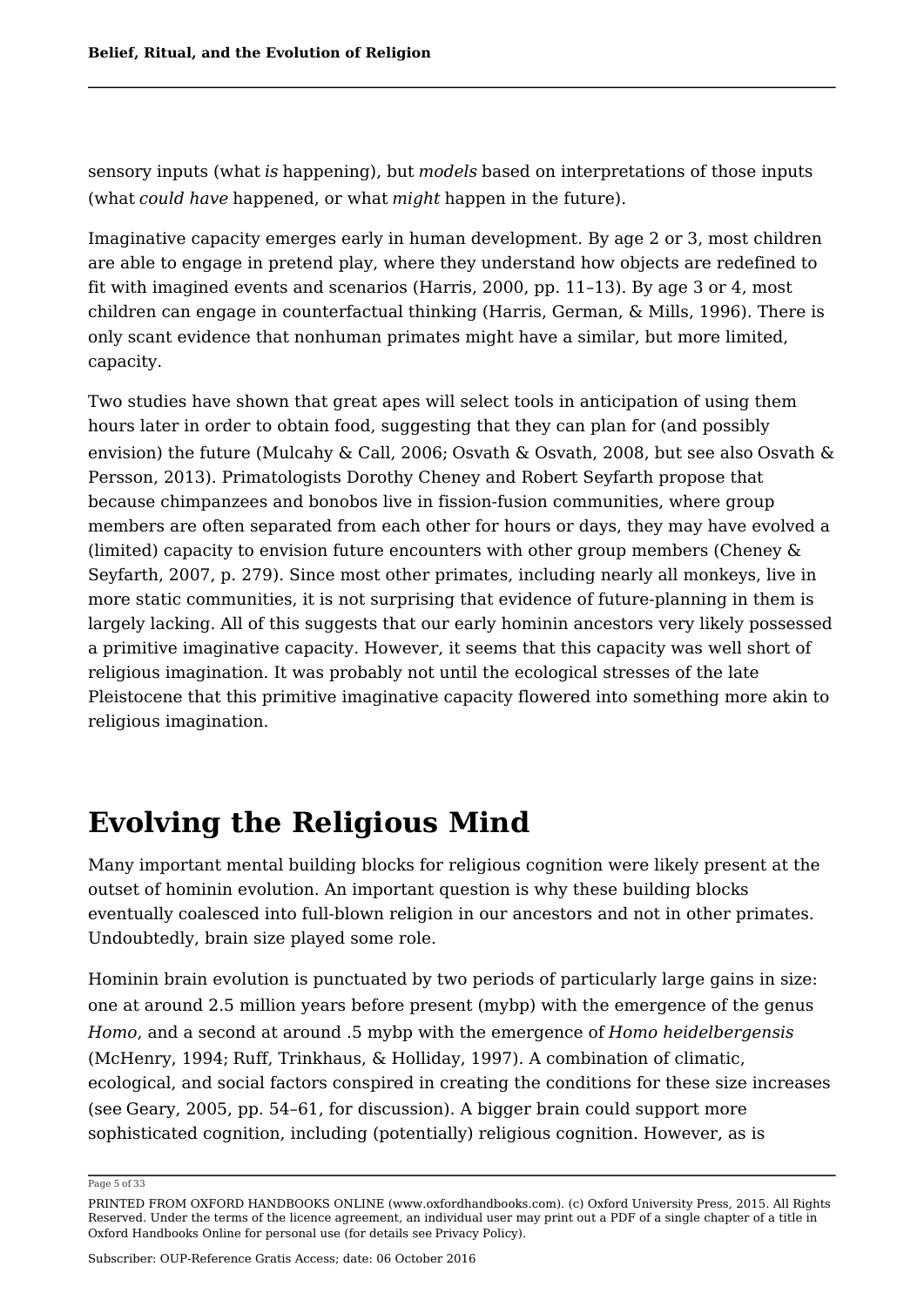sensory inputs (what *is* happening), but *models* based on interpretations of those inputs (what *could have* happened, or what *might* happen in the future).

Imaginative capacity emerges early in human development. By age 2 or 3, most children are able to engage in pretend play, where they understand how objects are redefined to fit with imagined events and scenarios (Harris, 2000, pp. 11–13). By age 3 or 4, most children can engage in counterfactual thinking (Harris, German, & Mills, 1996). There is only scant evidence that nonhuman primates might have a similar, but more limited, capacity.

Two studies have shown that great apes will select tools in anticipation of using them hours later in order to obtain food, suggesting that they can plan for (and possibly envision) the future (Mulcahy & Call, 2006; Osvath & Osvath, 2008, but see also Osvath & Persson, 2013). Primatologists Dorothy Cheney and Robert Seyfarth propose that because chimpanzees and bonobos live in fission-fusion communities, where group members are often separated from each other for hours or days, they may have evolved a (limited) capacity to envision future encounters with other group members (Cheney & Seyfarth, 2007, p. 279). Since most other primates, including nearly all monkeys, live in more static communities, it is not surprising that evidence of future-planning in them is largely lacking. All of this suggests that our early hominin ancestors very likely possessed a primitive imaginative capacity. However, it seems that this capacity was well short of religious imagination. It was probably not until the ecological stresses of the late Pleistocene that this primitive imaginative capacity flowered into something more akin to religious imagination.

# Evolving the Religious Mind

Many important mental building blocks for religious cognition were likely present at the outset of hominin evolution. An important question is why these building blocks eventually coalesced into full-blown religion in our ancestors and not in other primates. Undoubtedly, brain size played some role.

Hominin brain evolution is punctuated by two periods of particularly large gains in size: one at around 2.5 million years before present (mybp) with the emergence of the genus *Homo*, and a second at around .5 mybp with the emergence of *Homo heidelbergensis* (McHenry, 1994; Ruff, Trinkhaus, & Holliday, 1997). A combination of climatic, ecological, and social factors conspired in creating the conditions for these size increases (see Geary, 2005, pp. 54–61, for discussion). A bigger brain could support more sophisticated cognition, including (potentially) religious cognition. However, as is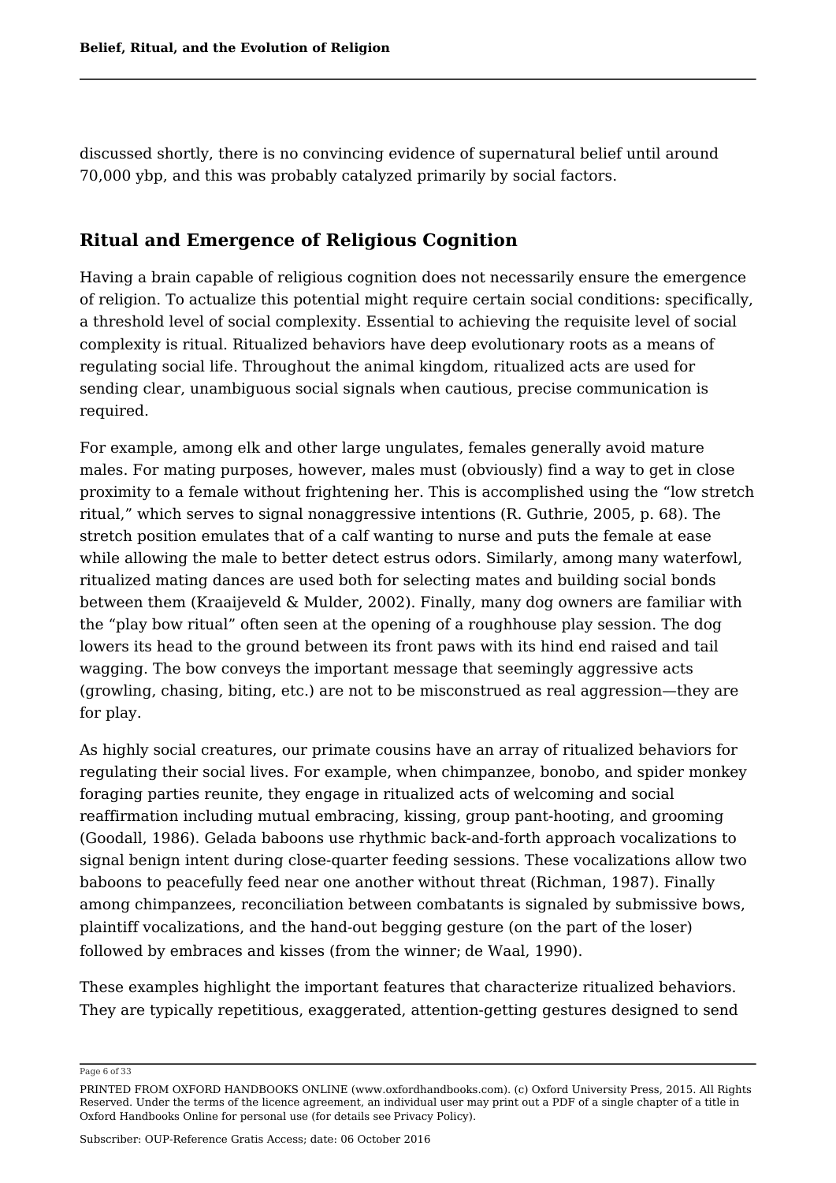discussed shortly, there is no convincing evidence of supernatural belief until around 70,000 ybp, and this was probably catalyzed primarily by social factors.

## Ritual and Emergence of Religious Cognition

Having a brain capable of religious cognition does not necessarily ensure the emergence of religion. To actualize this potential might require certain social conditions: specifically, a threshold level of social complexity. Essential to achieving the requisite level of social complexity is ritual. Ritualized behaviors have deep evolutionary roots as a means of regulating social life. Throughout the animal kingdom, ritualized acts are used for sending clear, unambiguous social signals when cautious, precise communication is required.

For example, among elk and other large ungulates, females generally avoid mature males. For mating purposes, however, males must (obviously) find a way to get in close proximity to a female without frightening her. This is accomplished using the "low stretch ritual," which serves to signal nonaggressive intentions (R. Guthrie, 2005, p. 68). The stretch position emulates that of a calf wanting to nurse and puts the female at ease while allowing the male to better detect estrus odors. Similarly, among many waterfowl, ritualized mating dances are used both for selecting mates and building social bonds between them (Kraaijeveld & Mulder, 2002). Finally, many dog owners are familiar with the "play bow ritual" often seen at the opening of a roughhouse play session. The dog lowers its head to the ground between its front paws with its hind end raised and tail wagging. The bow conveys the important message that seemingly aggressive acts (growling, chasing, biting, etc.) are not to be misconstrued as real aggression—they are for play.

As highly social creatures, our primate cousins have an array of ritualized behaviors for regulating their social lives. For example, when chimpanzee, bonobo, and spider monkey foraging parties reunite, they engage in ritualized acts of welcoming and social reaffirmation including mutual embracing, kissing, group pant-hooting, and grooming (Goodall, 1986). Gelada baboons use rhythmic back-and-forth approach vocalizations to signal benign intent during close-quarter feeding sessions. These vocalizations allow two baboons to peacefully feed near one another without threat (Richman, 1987). Finally among chimpanzees, reconciliation between combatants is signaled by submissive bows, plaintiff vocalizations, and the hand-out begging gesture (on the part of the loser) followed by embraces and kisses (from the winner; de Waal, 1990).

These examples highlight the important features that characterize ritualized behaviors. They are typically repetitious, exaggerated, attention-getting gestures designed to send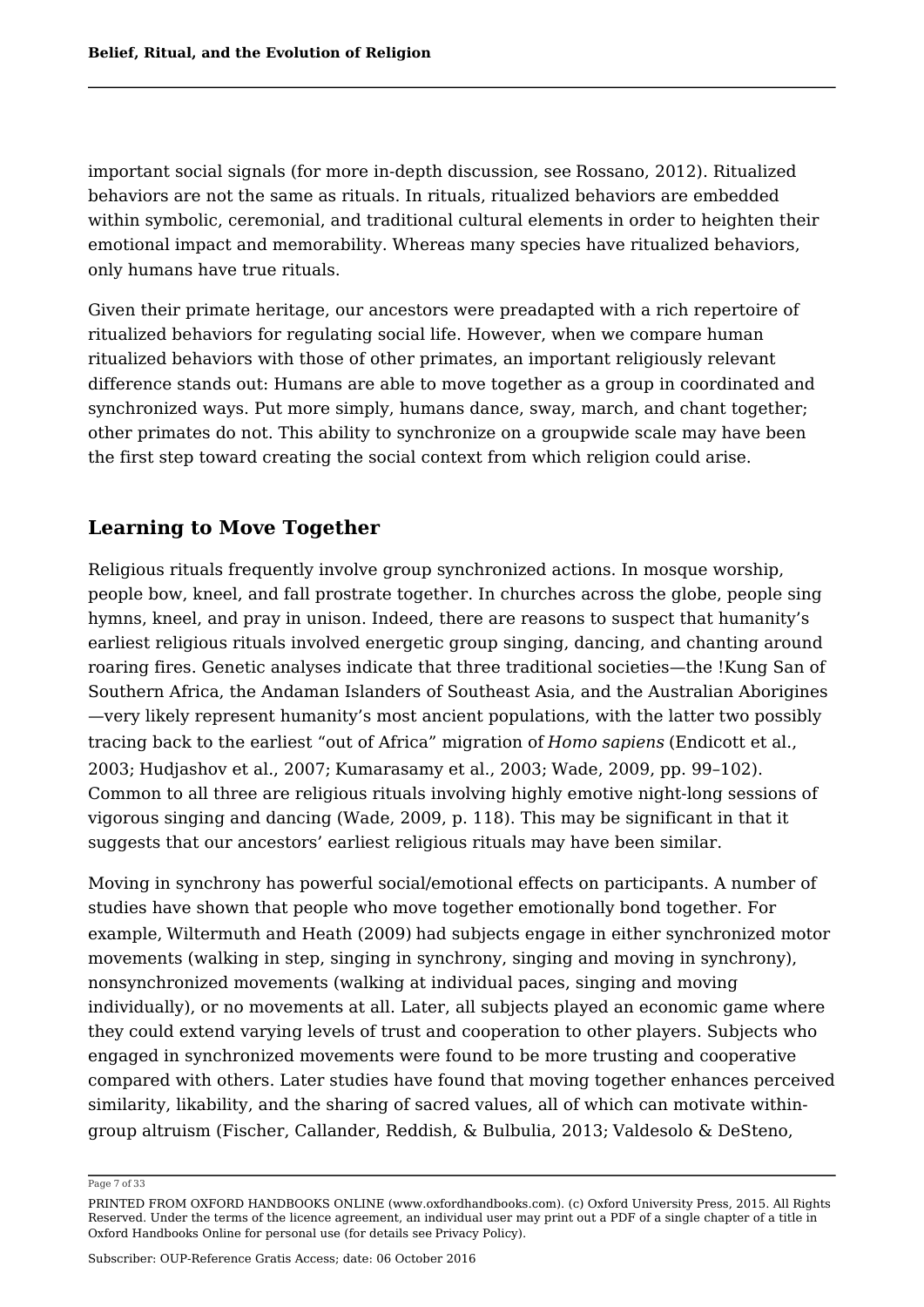important social signals (for more in-depth discussion, see Rossano, 2012). Ritualized behaviors are not the same as rituals. In rituals, ritualized behaviors are embedded within symbolic, ceremonial, and traditional cultural elements in order to heighten their emotional impact and memorability. Whereas many species have ritualized behaviors, only humans have true rituals.

Given their primate heritage, our ancestors were preadapted with a rich repertoire of ritualized behaviors for regulating social life. However, when we compare human ritualized behaviors with those of other primates, an important religiously relevant difference stands out: Humans are able to move together as a group in coordinated and synchronized ways. Put more simply, humans dance, sway, march, and chant together; other primates do not. This ability to synchronize on a groupwide scale may have been the first step toward creating the social context from which religion could arise.

## Learning to Move Together

Religious rituals frequently involve group synchronized actions. In mosque worship, people bow, kneel, and fall prostrate together. In churches across the globe, people sing hymns, kneel, and pray in unison. Indeed, there are reasons to suspect that humanity's earliest religious rituals involved energetic group singing, dancing, and chanting around roaring fires. Genetic analyses indicate that three traditional societies—the !Kung San of Southern Africa, the Andaman Islanders of Southeast Asia, and the Australian Aborigines—very likely represent humanity's most ancient populations, with the latter two possibly tracing back to the earliest "out of Africa" migration of *Homo sapiens* (Endicott et al., 2003; Hudjashov et al., 2007; Kumarasamy et al., 2003; Wade, 2009, pp. 99–102). Common to all three are religious rituals involving highly emotive night-long sessions of vigorous singing and dancing (Wade, 2009, p. 118). This may be significant in that it suggests that our ancestors' earliest religious rituals may have been similar.

Moving in synchrony has powerful social/emotional effects on participants. A number of studies have shown that people who move together emotionally bond together. For example, Wiltermuth and Heath (2009) had subjects engage in either synchronized motor movements (walking in step, singing in synchrony, singing and moving in synchrony), nonsynchronized movements (walking at individual paces, singing and moving individually), or no movements at all. Later, all subjects played an economic game where they could extend varying levels of trust and cooperation to other players. Subjects who engaged in synchronized movements were found to be more trusting and cooperative compared with others. Later studies have found that moving together enhances perceived similarity, likability, and the sharing of sacred values, all of which can motivate within-group altruism (Fischer, Callander, Reddish, & Bulbulia, 2013; Valdesolo & DeSteno,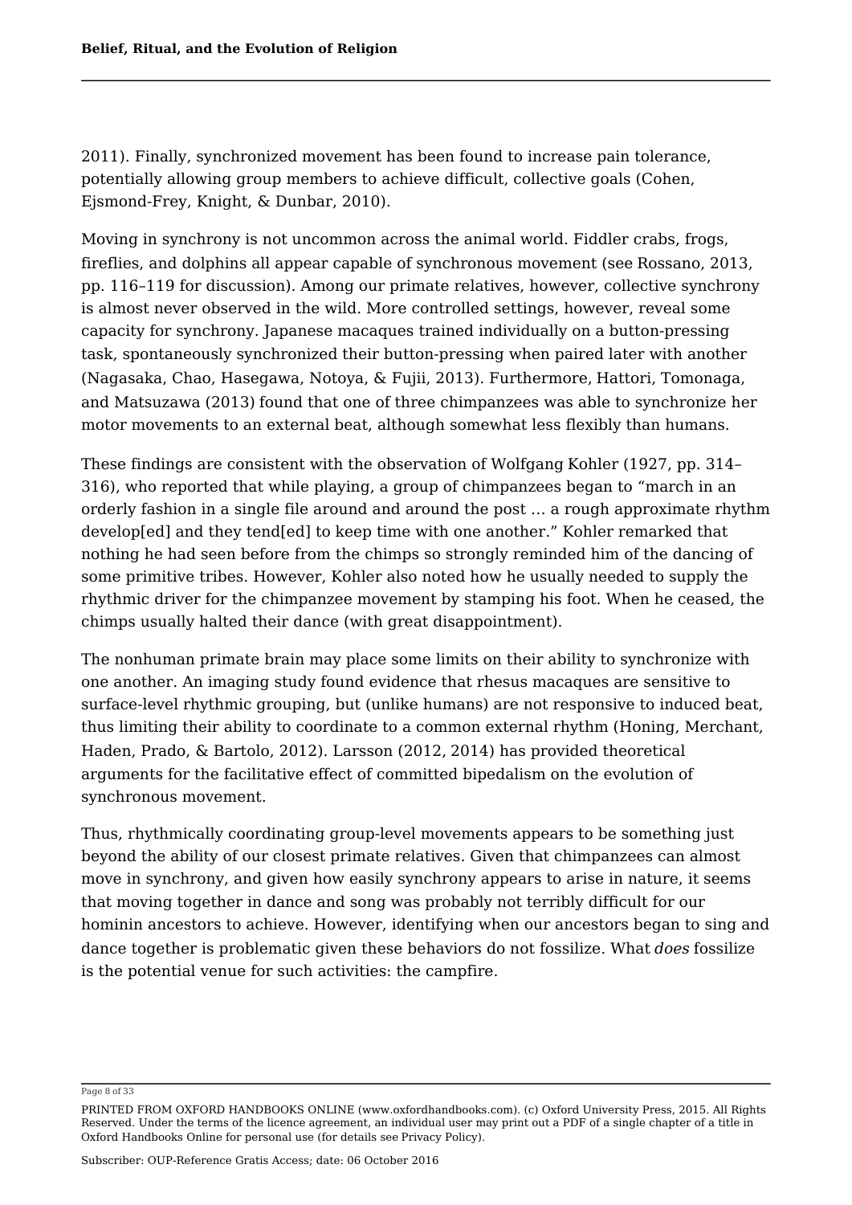2011). Finally, synchronized movement has been found to increase pain tolerance, potentially allowing group members to achieve difficult, collective goals (Cohen, Ejsmond-Frey, Knight, & Dunbar, 2010).

Moving in synchrony is not uncommon across the animal world. Fiddler crabs, frogs, fireflies, and dolphins all appear capable of synchronous movement (see Rossano, 2013, pp. 116–119 for discussion). Among our primate relatives, however, collective synchrony is almost never observed in the wild. More controlled settings, however, reveal some capacity for synchrony. Japanese macaques trained individually on a button-pressing task, spontaneously synchronized their button-pressing when paired later with another (Nagasaka, Chao, Hasegawa, Notoya, & Fujii, 2013). Furthermore, Hattori, Tomonaga, and Matsuzawa (2013) found that one of three chimpanzees was able to synchronize her motor movements to an external beat, although somewhat less flexibly than humans.

These findings are consistent with the observation of Wolfgang Kohler (1927, pp. 314–316), who reported that while playing, a group of chimpanzees began to "march in an orderly fashion in a single file around and around the post … a rough approximate rhythm develop[ed] and they tend[ed] to keep time with one another." Kohler remarked that nothing he had seen before from the chimps so strongly reminded him of the dancing of some primitive tribes. However, Kohler also noted how he usually needed to supply the rhythmic driver for the chimpanzee movement by stamping his foot. When he ceased, the chimps usually halted their dance (with great disappointment).

The nonhuman primate brain may place some limits on their ability to synchronize with one another. An imaging study found evidence that rhesus macaques are sensitive to surface-level rhythmic grouping, but (unlike humans) are not responsive to induced beat, thus limiting their ability to coordinate to a common external rhythm (Honing, Merchant, Haden, Prado, & Bartolo, 2012). Larsson (2012, 2014) has provided theoretical arguments for the facilitative effect of committed bipedalism on the evolution of synchronous movement.

Thus, rhythmically coordinating group-level movements appears to be something just beyond the ability of our closest primate relatives. Given that chimpanzees can almost move in synchrony, and given how easily synchrony appears to arise in nature, it seems that moving together in dance and song was probably not terribly difficult for our hominin ancestors to achieve. However, identifying when our ancestors began to sing and dance together is problematic given these behaviors do not fossilize. What *does* fossilize is the potential venue for such activities: the campfire.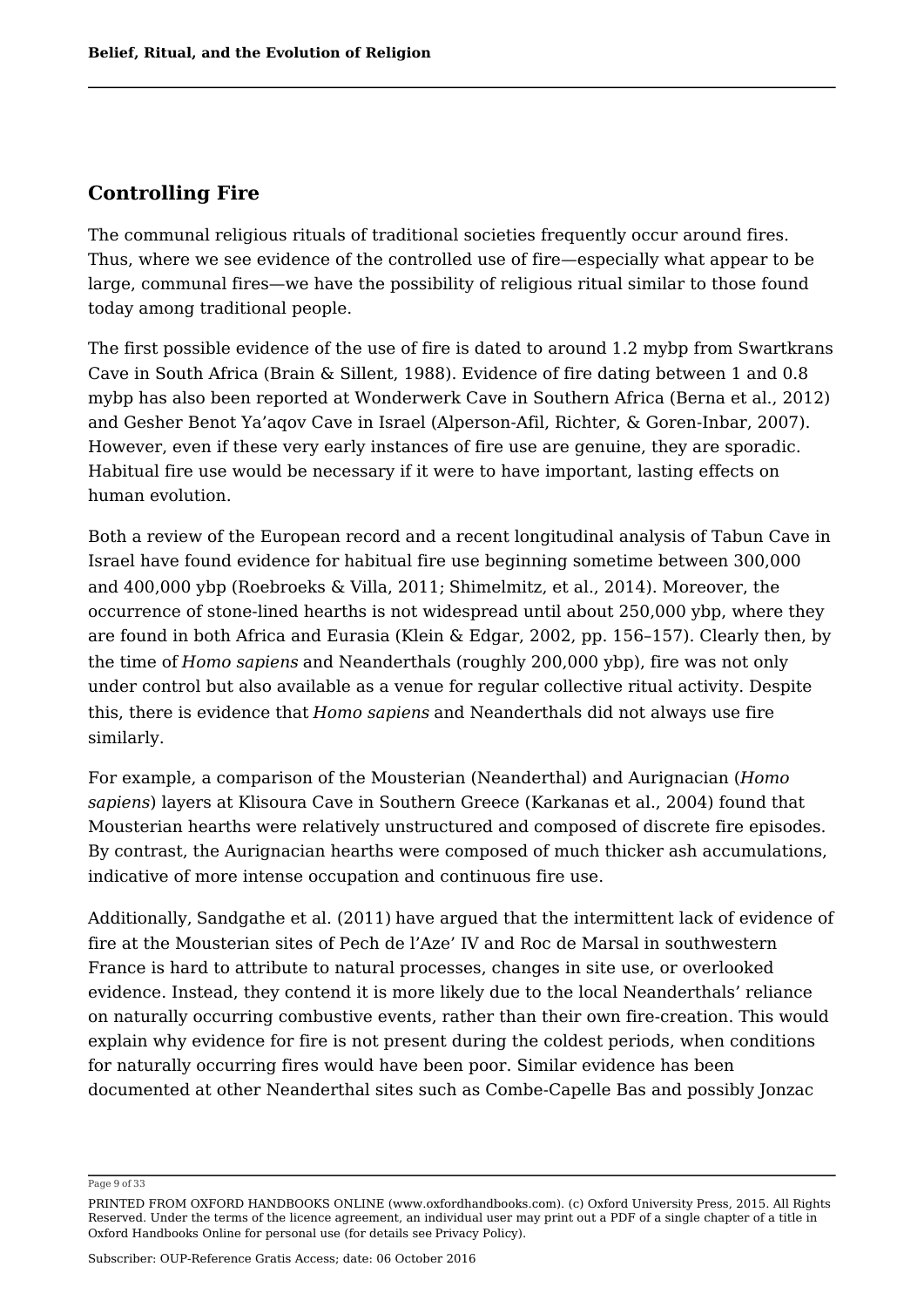## Controlling Fire

The communal religious rituals of traditional societies frequently occur around fires. Thus, where we see evidence of the controlled use of fire—especially what appear to be large, communal fires—we have the possibility of religious ritual similar to those found today among traditional people.

The first possible evidence of the use of fire is dated to around 1.2 mybp from Swartkrans Cave in South Africa (Brain & Sillent, 1988). Evidence of fire dating between 1 and 0.8 mybp has also been reported at Wonderwerk Cave in Southern Africa (Berna et al., 2012) and Gesher Benot Ya'aqov Cave in Israel (Alperson-Afil, Richter, & Goren-Inbar, 2007). However, even if these very early instances of fire use are genuine, they are sporadic. Habitual fire use would be necessary if it were to have important, lasting effects on human evolution.

Both a review of the European record and a recent longitudinal analysis of Tabun Cave in Israel have found evidence for habitual fire use beginning sometime between 300,000 and 400,000 ybp (Roebroeks & Villa, 2011; Shimelmitz, et al., 2014). Moreover, the occurrence of stone-lined hearths is not widespread until about 250,000 ybp, where they are found in both Africa and Eurasia (Klein & Edgar, 2002, pp. 156–157). Clearly then, by the time of *Homo sapiens* and Neanderthals (roughly 200,000 ybp), fire was not only under control but also available as a venue for regular collective ritual activity. Despite this, there is evidence that *Homo sapiens* and Neanderthals did not always use fire similarly.

For example, a comparison of the Mousterian (Neanderthal) and Aurignacian (*Homo sapiens*) layers at Klisoura Cave in Southern Greece (Karkanas et al., 2004) found that Mousterian hearths were relatively unstructured and composed of discrete fire episodes. By contrast, the Aurignacian hearths were composed of much thicker ash accumulations, indicative of more intense occupation and continuous fire use.

Additionally, Sandgathe et al. (2011) have argued that the intermittent lack of evidence of fire at the Mousterian sites of Pech de l'Aze' IV and Roc de Marsal in southwestern France is hard to attribute to natural processes, changes in site use, or overlooked evidence. Instead, they contend it is more likely due to the local Neanderthals' reliance on naturally occurring combustive events, rather than their own fire-creation. This would explain why evidence for fire is not present during the coldest periods, when conditions for naturally occurring fires would have been poor. Similar evidence has been documented at other Neanderthal sites such as Combe-Capelle Bas and possibly Jonzac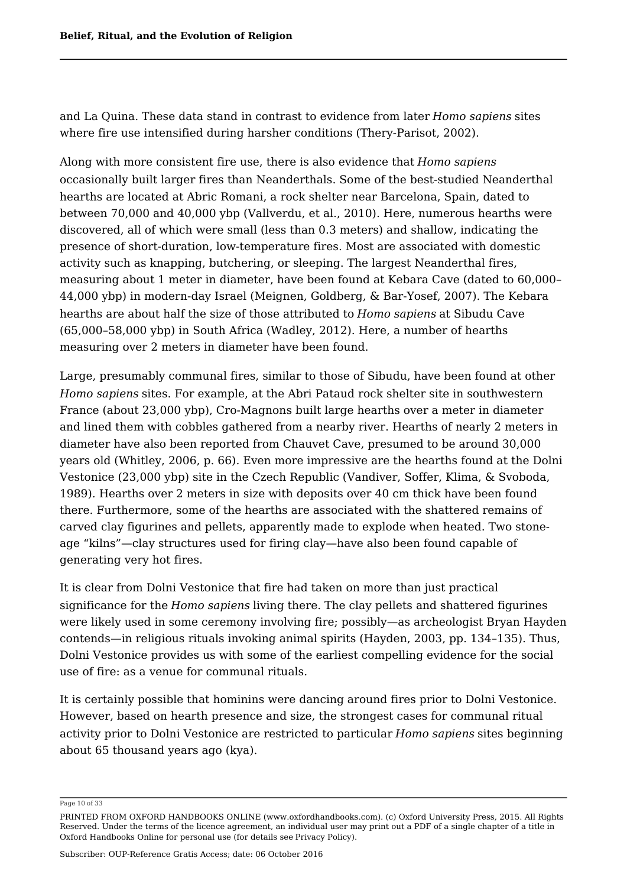and La Quina. These data stand in contrast to evidence from later *Homo sapiens* sites where fire use intensified during harsher conditions (Thery-Parisot, 2002).

Along with more consistent fire use, there is also evidence that *Homo sapiens* occasionally built larger fires than Neanderthals. Some of the best-studied Neanderthal hearths are located at Abric Romani, a rock shelter near Barcelona, Spain, dated to between 70,000 and 40,000 ybp (Vallverdu, et al., 2010). Here, numerous hearths were discovered, all of which were small (less than 0.3 meters) and shallow, indicating the presence of short-duration, low-temperature fires. Most are associated with domestic activity such as knapping, butchering, or sleeping. The largest Neanderthal fires, measuring about 1 meter in diameter, have been found at Kebara Cave (dated to 60,000–44,000 ybp) in modern-day Israel (Meignen, Goldberg, & Bar-Yosef, 2007). The Kebara hearths are about half the size of those attributed to *Homo sapiens* at Sibudu Cave (65,000–58,000 ybp) in South Africa (Wadley, 2012). Here, a number of hearths measuring over 2 meters in diameter have been found.

Large, presumably communal fires, similar to those of Sibudu, have been found at other *Homo sapiens* sites. For example, at the Abri Pataud rock shelter site in southwestern France (about 23,000 ybp), Cro-Magnons built large hearths over a meter in diameter and lined them with cobbles gathered from a nearby river. Hearths of nearly 2 meters in diameter have also been reported from Chauvet Cave, presumed to be around 30,000 years old (Whitley, 2006, p. 66). Even more impressive are the hearths found at the Dolni Vestonice (23,000 ybp) site in the Czech Republic (Vandiver, Soffer, Klima, & Svoboda, 1989). Hearths over 2 meters in size with deposits over 40 cm thick have been found there. Furthermore, some of the hearths are associated with the shattered remains of carved clay figurines and pellets, apparently made to explode when heated. Two stone-age "kilns"—clay structures used for firing clay—have also been found capable of generating very hot fires.

It is clear from Dolni Vestonice that fire had taken on more than just practical significance for the *Homo sapiens* living there. The clay pellets and shattered figurines were likely used in some ceremony involving fire; possibly—as archeologist Bryan Hayden contends—in religious rituals invoking animal spirits (Hayden, 2003, pp. 134–135). Thus, Dolni Vestonice provides us with some of the earliest compelling evidence for the social use of fire: as a venue for communal rituals.

It is certainly possible that hominins were dancing around fires prior to Dolni Vestonice. However, based on hearth presence and size, the strongest cases for communal ritual activity prior to Dolni Vestonice are restricted to particular *Homo sapiens* sites beginning about 65 thousand years ago (kya).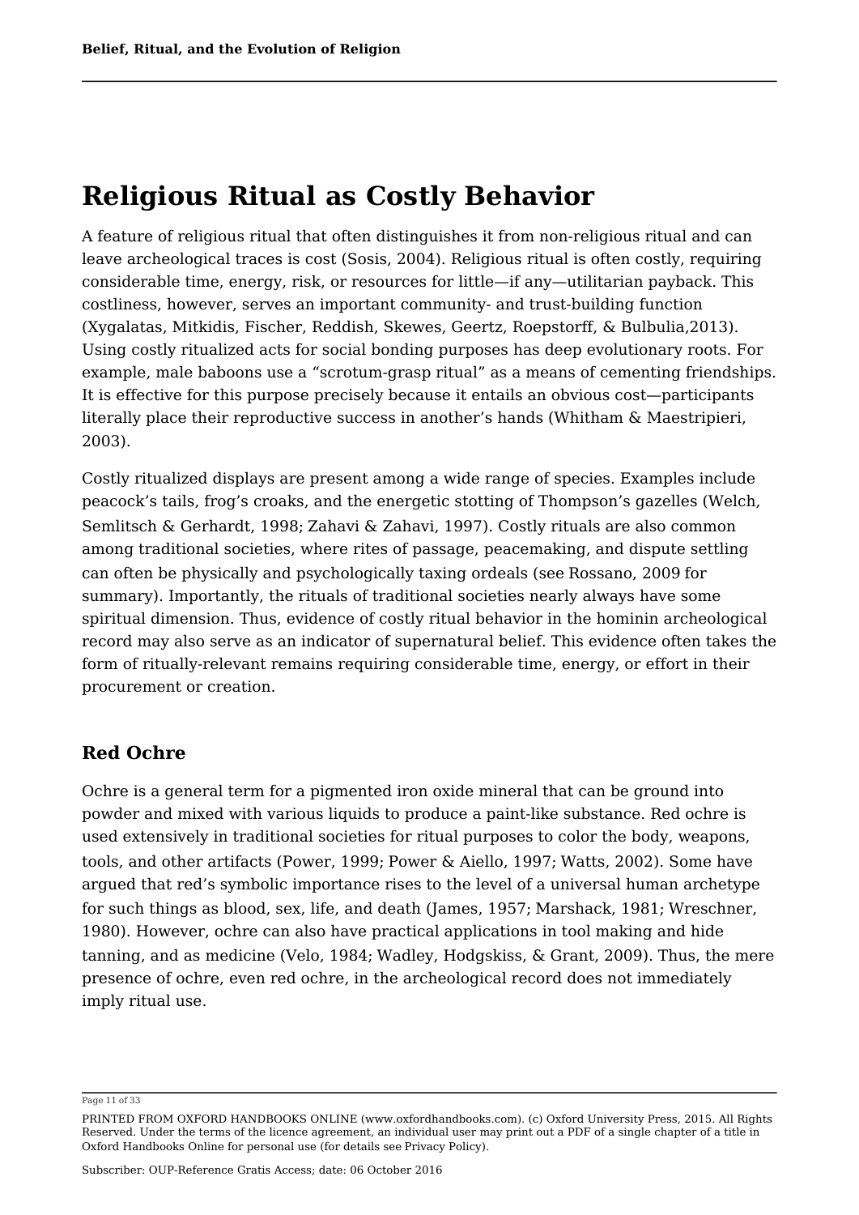# Religious Ritual as Costly Behavior

A feature of religious ritual that often distinguishes it from non-religious ritual and can leave archeological traces is cost (Sosis, 2004). Religious ritual is often costly, requiring considerable time, energy, risk, or resources for little—if any—utilitarian payback. This costliness, however, serves an important community- and trust-building function (Xygalatas, Mitkidis, Fischer, Reddish, Skewes, Geertz, Roepstorff, & Bulbulia,2013). Using costly ritualized acts for social bonding purposes has deep evolutionary roots. For example, male baboons use a “scrotum-grasp ritual” as a means of cementing friendships. It is effective for this purpose precisely because it entails an obvious cost—participants literally place their reproductive success in another’s hands (Whitham & Maestripieri, 2003).

Costly ritualized displays are present among a wide range of species. Examples include peacock’s tails, frog’s croaks, and the energetic stotting of Thompson’s gazelles (Welch, Semlitsch & Gerhardt, 1998; Zahavi & Zahavi, 1997). Costly rituals are also common among traditional societies, where rites of passage, peacemaking, and dispute settling can often be physically and psychologically taxing ordeals (see Rossano, 2009 for summary). Importantly, the rituals of traditional societies nearly always have some spiritual dimension. Thus, evidence of costly ritual behavior in the hominin archeological record may also serve as an indicator of supernatural belief. This evidence often takes the form of ritually-relevant remains requiring considerable time, energy, or effort in their procurement or creation.

## Red Ochre

Ochre is a general term for a pigmented iron oxide mineral that can be ground into powder and mixed with various liquids to produce a paint-like substance. Red ochre is used extensively in traditional societies for ritual purposes to color the body, weapons, tools, and other artifacts (Power, 1999; Power & Aiello, 1997; Watts, 2002). Some have argued that red’s symbolic importance rises to the level of a universal human archetype for such things as blood, sex, life, and death (James, 1957; Marshack, 1981; Wreschner, 1980). However, ochre can also have practical applications in tool making and hide tanning, and as medicine (Velo, 1984; Wadley, Hodgskiss, & Grant, 2009). Thus, the mere presence of ochre, even red ochre, in the archeological record does not immediately imply ritual use.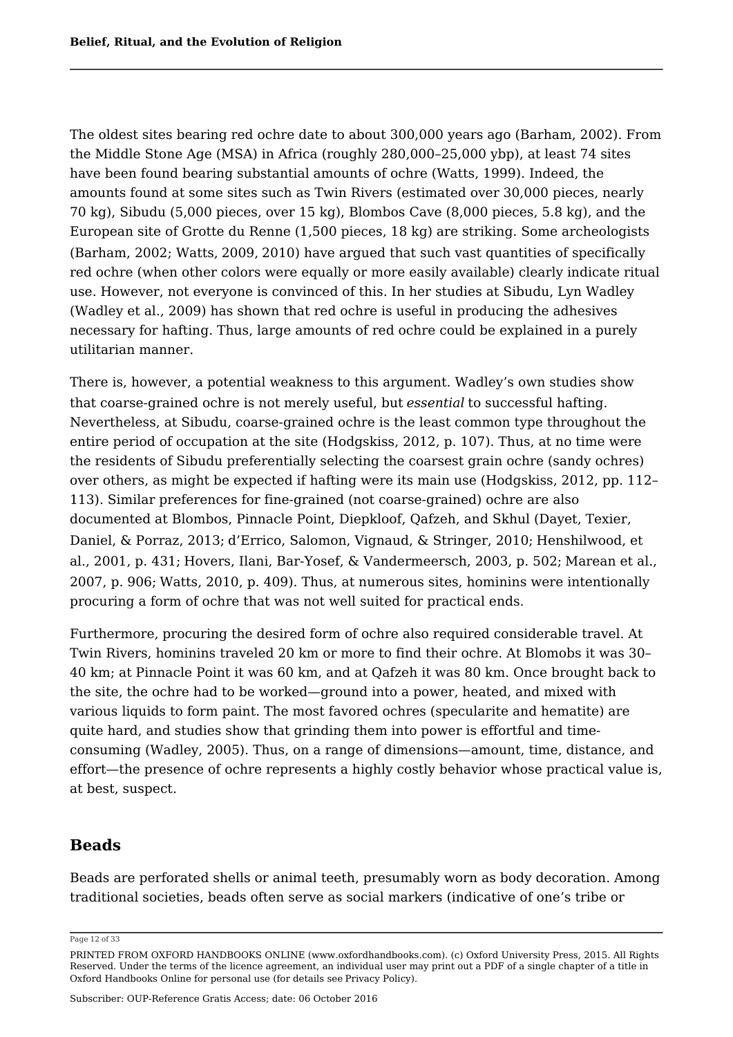The oldest sites bearing red ochre date to about 300,000 years ago (Barham, 2002). From the Middle Stone Age (MSA) in Africa (roughly 280,000–25,000 ybp), at least 74 sites have been found bearing substantial amounts of ochre (Watts, 1999). Indeed, the amounts found at some sites such as Twin Rivers (estimated over 30,000 pieces, nearly 70 kg), Sibudu (5,000 pieces, over 15 kg), Blombos Cave (8,000 pieces, 5.8 kg), and the European site of Grotte du Renne (1,500 pieces, 18 kg) are striking. Some archeologists (Barham, 2002; Watts, 2009, 2010) have argued that such vast quantities of specifically red ochre (when other colors were equally or more easily available) clearly indicate ritual use. However, not everyone is convinced of this. In her studies at Sibudu, Lyn Wadley (Wadley et al., 2009) has shown that red ochre is useful in producing the adhesives necessary for hafting. Thus, large amounts of red ochre could be explained in a purely utilitarian manner.

There is, however, a potential weakness to this argument. Wadley's own studies show that coarse-grained ochre is not merely useful, but *essential* to successful hafting. Nevertheless, at Sibudu, coarse-grained ochre is the least common type throughout the entire period of occupation at the site (Hodgskiss, 2012, p. 107). Thus, at no time were the residents of Sibudu preferentially selecting the coarsest grain ochre (sandy ochres) over others, as might be expected if hafting were its main use (Hodgskiss, 2012, pp. 112–113). Similar preferences for fine-grained (not coarse-grained) ochre are also documented at Blombos, Pinnacle Point, Diepkloof, Qafzeh, and Skhul (Dayet, Texier, Daniel, & Porraz, 2013; d'Errico, Salomon, Vignaud, & Stringer, 2010; Henshilwood, et al., 2001, p. 431; Hovers, Ilani, Bar-Yosef, & Vandermeersch, 2003, p. 502; Marean et al., 2007, p. 906; Watts, 2010, p. 409). Thus, at numerous sites, hominins were intentionally procuring a form of ochre that was not well suited for practical ends.

Furthermore, procuring the desired form of ochre also required considerable travel. At Twin Rivers, hominins traveled 20 km or more to find their ochre. At Blomobs it was 30–40 km; at Pinnacle Point it was 60 km, and at Qafzeh it was 80 km. Once brought back to the site, the ochre had to be worked—ground into a power, heated, and mixed with various liquids to form paint. The most favored ochres (specularite and hematite) are quite hard, and studies show that grinding them into power is effortful and time-consuming (Wadley, 2005). Thus, on a range of dimensions—amount, time, distance, and effort—the presence of ochre represents a highly costly behavior whose practical value is, at best, suspect.

## Beads

Beads are perforated shells or animal teeth, presumably worn as body decoration. Among traditional societies, beads often serve as social markers (indicative of one's tribe or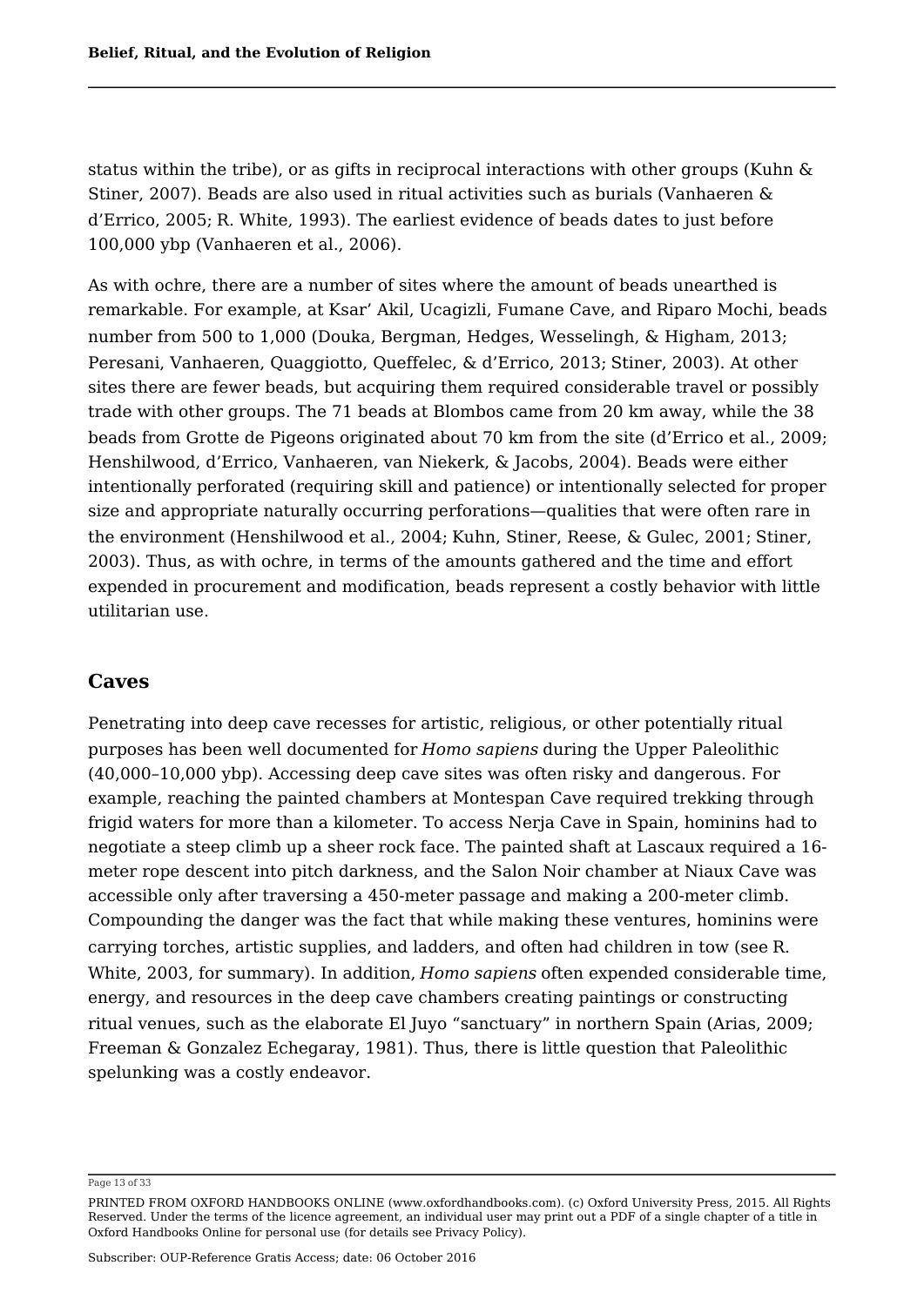status within the tribe), or as gifts in reciprocal interactions with other groups (Kuhn & Stiner, 2007). Beads are also used in ritual activities such as burials (Vanhaeren & d'Errico, 2005; R. White, 1993). The earliest evidence of beads dates to just before 100,000 ybp (Vanhaeren et al., 2006).

As with ochre, there are a number of sites where the amount of beads unearthed is remarkable. For example, at Ksar' Akil, Ucagizli, Fumane Cave, and Riparo Mochi, beads number from 500 to 1,000 (Douka, Bergman, Hedges, Wesselingh, & Higham, 2013; Peresani, Vanhaeren, Quaggiotto, Queffelec, & d'Errico, 2013; Stiner, 2003). At other sites there are fewer beads, but acquiring them required considerable travel or possibly trade with other groups. The 71 beads at Blombos came from 20 km away, while the 38 beads from Grotte de Pigeons originated about 70 km from the site (d'Errico et al., 2009; Henshilwood, d'Errico, Vanhaeren, van Niekerk, & Jacobs, 2004). Beads were either intentionally perforated (requiring skill and patience) or intentionally selected for proper size and appropriate naturally occurring perforations—qualities that were often rare in the environment (Henshilwood et al., 2004; Kuhn, Stiner, Reese, & Gulec, 2001; Stiner, 2003). Thus, as with ochre, in terms of the amounts gathered and the time and effort expended in procurement and modification, beads represent a costly behavior with little utilitarian use.

## Caves

Penetrating into deep cave recesses for artistic, religious, or other potentially ritual purposes has been well documented for *Homo sapiens* during the Upper Paleolithic (40,000–10,000 ybp). Accessing deep cave sites was often risky and dangerous. For example, reaching the painted chambers at Montespan Cave required trekking through frigid waters for more than a kilometer. To access Nerja Cave in Spain, hominins had to negotiate a steep climb up a sheer rock face. The painted shaft at Lascaux required a 16-meter rope descent into pitch darkness, and the Salon Noir chamber at Niaux Cave was accessible only after traversing a 450-meter passage and making a 200-meter climb. Compounding the danger was the fact that while making these ventures, hominins were carrying torches, artistic supplies, and ladders, and often had children in tow (see R. White, 2003, for summary). In addition, *Homo sapiens* often expended considerable time, energy, and resources in the deep cave chambers creating paintings or constructing ritual venues, such as the elaborate El Juyo "sanctuary" in northern Spain (Arias, 2009; Freeman & Gonzalez Echegaray, 1981). Thus, there is little question that Paleolithic spelunking was a costly endeavor.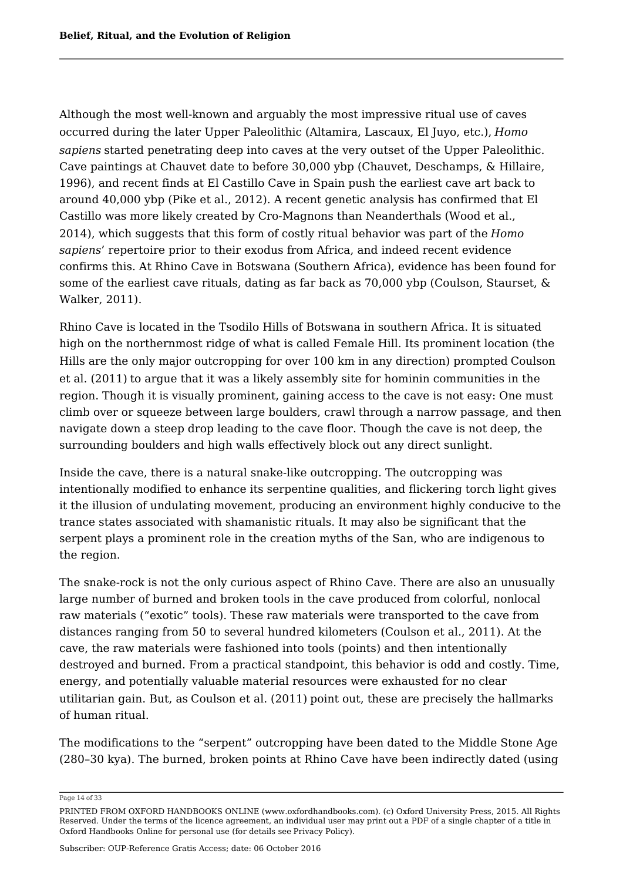Although the most well-known and arguably the most impressive ritual use of caves occurred during the later Upper Paleolithic (Altamira, Lascaux, El Juyo, etc.), *Homo sapiens* started penetrating deep into caves at the very outset of the Upper Paleolithic. Cave paintings at Chauvet date to before 30,000 ybp (Chauvet, Deschamps, & Hillaire, 1996), and recent finds at El Castillo Cave in Spain push the earliest cave art back to around 40,000 ybp (Pike et al., 2012). A recent genetic analysis has confirmed that El Castillo was more likely created by Cro-Magnons than Neanderthals (Wood et al., 2014), which suggests that this form of costly ritual behavior was part of the *Homo sapiens*' repertoire prior to their exodus from Africa, and indeed recent evidence confirms this. At Rhino Cave in Botswana (Southern Africa), evidence has been found for some of the earliest cave rituals, dating as far back as 70,000 ybp (Coulson, Staurset, & Walker, 2011).

Rhino Cave is located in the Tsodilo Hills of Botswana in southern Africa. It is situated high on the northernmost ridge of what is called Female Hill. Its prominent location (the Hills are the only major outcropping for over 100 km in any direction) prompted Coulson et al. (2011) to argue that it was a likely assembly site for hominin communities in the region. Though it is visually prominent, gaining access to the cave is not easy: One must climb over or squeeze between large boulders, crawl through a narrow passage, and then navigate down a steep drop leading to the cave floor. Though the cave is not deep, the surrounding boulders and high walls effectively block out any direct sunlight.

Inside the cave, there is a natural snake-like outcropping. The outcropping was intentionally modified to enhance its serpentine qualities, and flickering torch light gives it the illusion of undulating movement, producing an environment highly conducive to the trance states associated with shamanistic rituals. It may also be significant that the serpent plays a prominent role in the creation myths of the San, who are indigenous to the region.

The snake-rock is not the only curious aspect of Rhino Cave. There are also an unusually large number of burned and broken tools in the cave produced from colorful, nonlocal raw materials ("exotic" tools). These raw materials were transported to the cave from distances ranging from 50 to several hundred kilometers (Coulson et al., 2011). At the cave, the raw materials were fashioned into tools (points) and then intentionally destroyed and burned. From a practical standpoint, this behavior is odd and costly. Time, energy, and potentially valuable material resources were exhausted for no clear utilitarian gain. But, as Coulson et al. (2011) point out, these are precisely the hallmarks of human ritual.

The modifications to the "serpent" outcropping have been dated to the Middle Stone Age (280–30 kya). The burned, broken points at Rhino Cave have been indirectly dated (using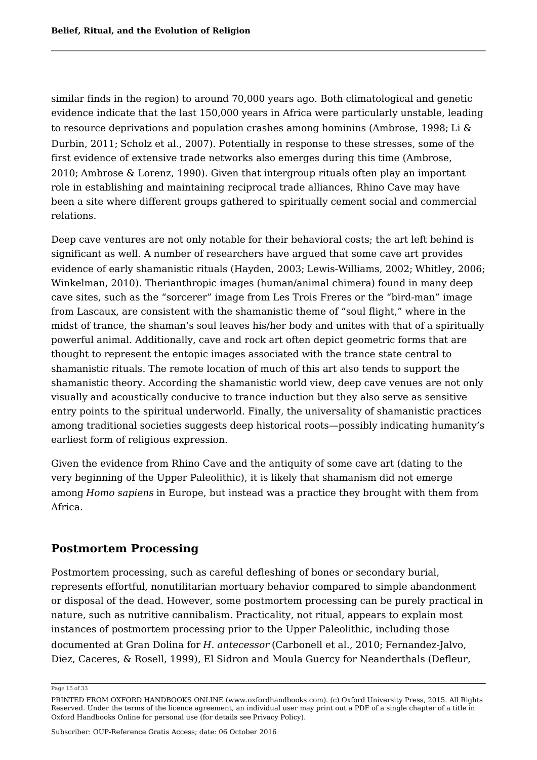similar finds in the region) to around 70,000 years ago. Both climatological and genetic evidence indicate that the last 150,000 years in Africa were particularly unstable, leading to resource deprivations and population crashes among hominins (Ambrose, 1998; Li & Durbin, 2011; Scholz et al., 2007). Potentially in response to these stresses, some of the first evidence of extensive trade networks also emerges during this time (Ambrose, 2010; Ambrose & Lorenz, 1990). Given that intergroup rituals often play an important role in establishing and maintaining reciprocal trade alliances, Rhino Cave may have been a site where different groups gathered to spiritually cement social and commercial relations.

Deep cave ventures are not only notable for their behavioral costs; the art left behind is significant as well. A number of researchers have argued that some cave art provides evidence of early shamanistic rituals (Hayden, 2003; Lewis-Williams, 2002; Whitley, 2006; Winkelman, 2010). Therianthropic images (human/animal chimera) found in many deep cave sites, such as the "sorcerer" image from Les Trois Freres or the "bird-man" image from Lascaux, are consistent with the shamanistic theme of "soul flight," where in the midst of trance, the shaman's soul leaves his/her body and unites with that of a spiritually powerful animal. Additionally, cave and rock art often depict geometric forms that are thought to represent the entopic images associated with the trance state central to shamanistic rituals. The remote location of much of this art also tends to support the shamanistic theory. According the shamanistic world view, deep cave venues are not only visually and acoustically conducive to trance induction but they also serve as sensitive entry points to the spiritual underworld. Finally, the universality of shamanistic practices among traditional societies suggests deep historical roots—possibly indicating humanity's earliest form of religious expression.

Given the evidence from Rhino Cave and the antiquity of some cave art (dating to the very beginning of the Upper Paleolithic), it is likely that shamanism did not emerge among *Homo sapiens* in Europe, but instead was a practice they brought with them from Africa.

## Postmortem Processing

Postmortem processing, such as careful defleshing of bones or secondary burial, represents effortful, nonutilitarian mortuary behavior compared to simple abandonment or disposal of the dead. However, some postmortem processing can be purely practical in nature, such as nutritive cannibalism. Practicality, not ritual, appears to explain most instances of postmortem processing prior to the Upper Paleolithic, including those documented at Gran Dolina for *H. antecessor* (Carbonell et al., 2010; Fernandez-Jalvo, Diez, Caceres, & Rosell, 1999), El Sidron and Moula Guercy for Neanderthals (Defleur,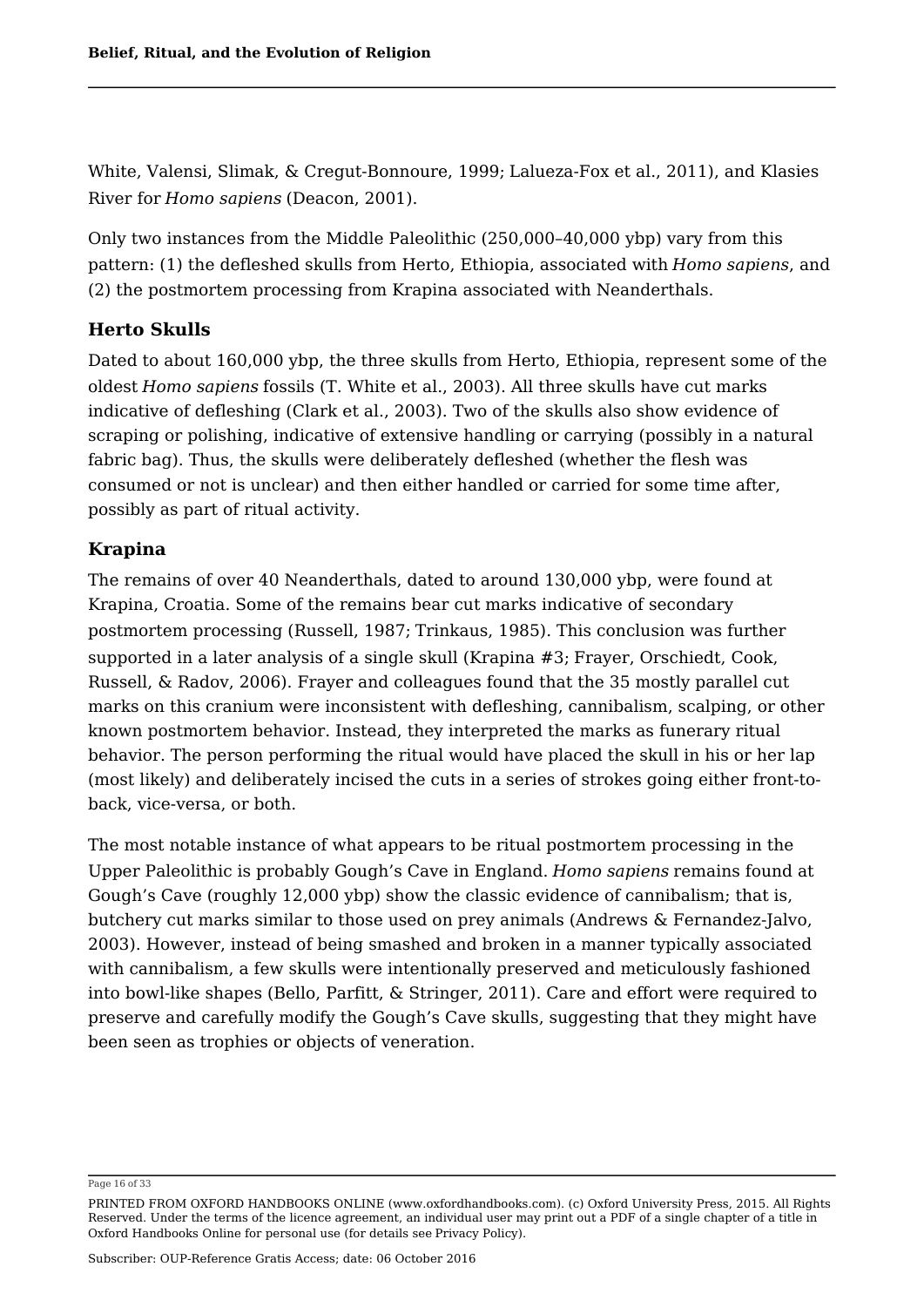White, Valensi, Slimak, & Cregut-Bonnoure, 1999; Lalueza-Fox et al., 2011), and Klasies River for *Homo sapiens* (Deacon, 2001).

Only two instances from the Middle Paleolithic (250,000–40,000 ybp) vary from this pattern: (1) the defleshed skulls from Herto, Ethiopia, associated with *Homo sapiens*, and (2) the postmortem processing from Krapina associated with Neanderthals.

### Herto Skulls

Dated to about 160,000 ybp, the three skulls from Herto, Ethiopia, represent some of the oldest *Homo sapiens* fossils (T. White et al., 2003). All three skulls have cut marks indicative of defleshing (Clark et al., 2003). Two of the skulls also show evidence of scraping or polishing, indicative of extensive handling or carrying (possibly in a natural fabric bag). Thus, the skulls were deliberately defleshed (whether the flesh was consumed or not is unclear) and then either handled or carried for some time after, possibly as part of ritual activity.

### Krapina

The remains of over 40 Neanderthals, dated to around 130,000 ybp, were found at Krapina, Croatia. Some of the remains bear cut marks indicative of secondary postmortem processing (Russell, 1987; Trinkaus, 1985). This conclusion was further supported in a later analysis of a single skull (Krapina #3; Frayer, Orschiedt, Cook, Russell, & Radov, 2006). Frayer and colleagues found that the 35 mostly parallel cut marks on this cranium were inconsistent with defleshing, cannibalism, scalping, or other known postmortem behavior. Instead, they interpreted the marks as funerary ritual behavior. The person performing the ritual would have placed the skull in his or her lap (most likely) and deliberately incised the cuts in a series of strokes going either front-to-back, vice-versa, or both.

The most notable instance of what appears to be ritual postmortem processing in the Upper Paleolithic is probably Gough's Cave in England. *Homo sapiens* remains found at Gough's Cave (roughly 12,000 ybp) show the classic evidence of cannibalism; that is, butchery cut marks similar to those used on prey animals (Andrews & Fernandez-Jalvo, 2003). However, instead of being smashed and broken in a manner typically associated with cannibalism, a few skulls were intentionally preserved and meticulously fashioned into bowl-like shapes (Bello, Parfitt, & Stringer, 2011). Care and effort were required to preserve and carefully modify the Gough's Cave skulls, suggesting that they might have been seen as trophies or objects of veneration.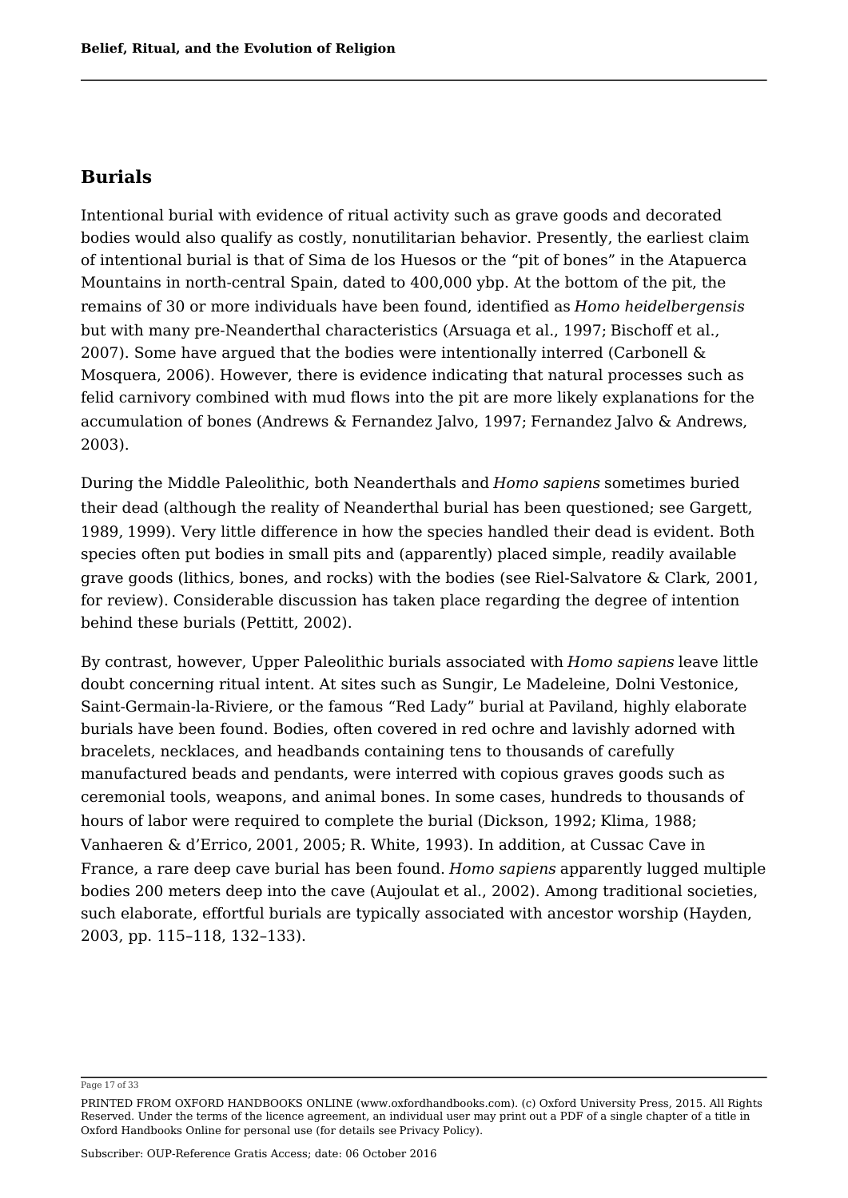## Burials

Intentional burial with evidence of ritual activity such as grave goods and decorated bodies would also qualify as costly, nonutilitarian behavior. Presently, the earliest claim of intentional burial is that of Sima de los Huesos or the “pit of bones” in the Atapuerca Mountains in north-central Spain, dated to 400,000 ybp. At the bottom of the pit, the remains of 30 or more individuals have been found, identified as *Homo heidelbergensis* but with many pre-Neanderthal characteristics (Arsuaga et al., 1997; Bischoff et al., 2007). Some have argued that the bodies were intentionally interred (Carbonell & Mosquera, 2006). However, there is evidence indicating that natural processes such as felid carnivory combined with mud flows into the pit are more likely explanations for the accumulation of bones (Andrews & Fernandez Jalvo, 1997; Fernandez Jalvo & Andrews, 2003).

During the Middle Paleolithic, both Neanderthals and *Homo sapiens* sometimes buried their dead (although the reality of Neanderthal burial has been questioned; see Gargett, 1989, 1999). Very little difference in how the species handled their dead is evident. Both species often put bodies in small pits and (apparently) placed simple, readily available grave goods (lithics, bones, and rocks) with the bodies (see Riel-Salvatore & Clark, 2001, for review). Considerable discussion has taken place regarding the degree of intention behind these burials (Pettitt, 2002).

By contrast, however, Upper Paleolithic burials associated with *Homo sapiens* leave little doubt concerning ritual intent. At sites such as Sungir, Le Madeleine, Dolni Vestonice, Saint-Germain-la-Riviere, or the famous “Red Lady” burial at Paviland, highly elaborate burials have been found. Bodies, often covered in red ochre and lavishly adorned with bracelets, necklaces, and headbands containing tens to thousands of carefully manufactured beads and pendants, were interred with copious graves goods such as ceremonial tools, weapons, and animal bones. In some cases, hundreds to thousands of hours of labor were required to complete the burial (Dickson, 1992; Klima, 1988; Vanhaeren & d’Errico, 2001, 2005; R. White, 1993). In addition, at Cussac Cave in France, a rare deep cave burial has been found. *Homo sapiens* apparently lugged multiple bodies 200 meters deep into the cave (Aujoulat et al., 2002). Among traditional societies, such elaborate, effortful burials are typically associated with ancestor worship (Hayden, 2003, pp. 115–118, 132–133).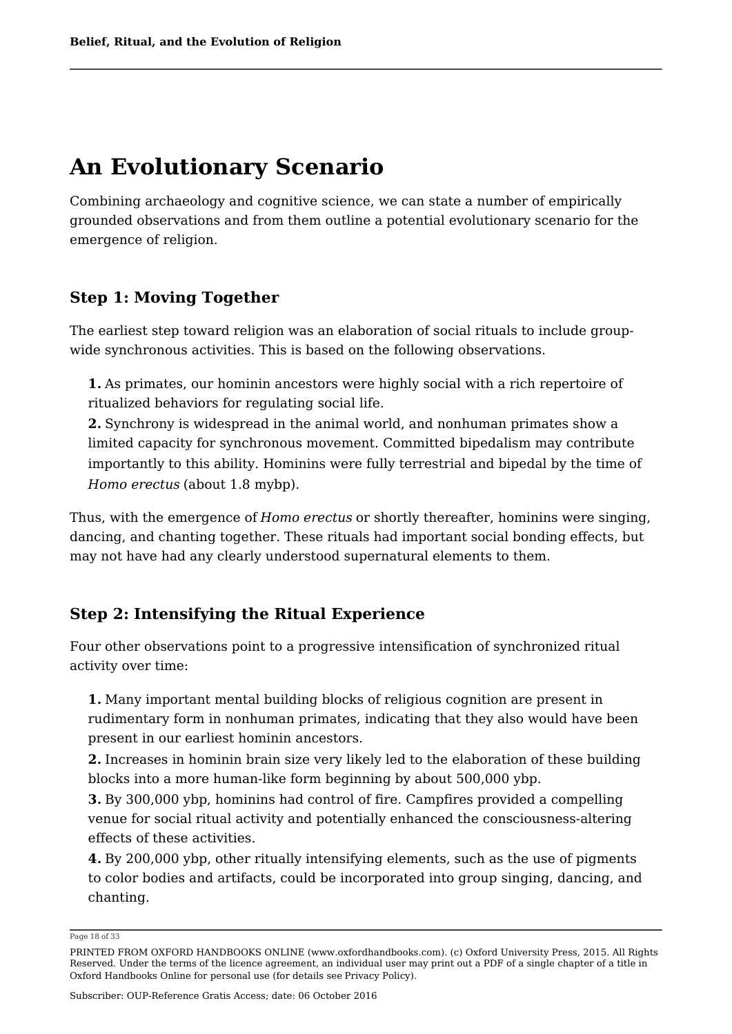## An Evolutionary Scenario

Combining archaeology and cognitive science, we can state a number of empirically grounded observations and from them outline a potential evolutionary scenario for the emergence of religion.

### Step 1: Moving Together

The earliest step toward religion was an elaboration of social rituals to include group-wide synchronous activities. This is based on the following observations.

**1.** As primates, our hominin ancestors were highly social with a rich repertoire of ritualized behaviors for regulating social life.
**2.** Synchrony is widespread in the animal world, and nonhuman primates show a limited capacity for synchronous movement. Committed bipedalism may contribute importantly to this ability. Hominins were fully terrestrial and bipedal by the time of *Homo erectus* (about 1.8 mybp).

Thus, with the emergence of *Homo erectus* or shortly thereafter, hominins were singing, dancing, and chanting together. These rituals had important social bonding effects, but may not have had any clearly understood supernatural elements to them.

### Step 2: Intensifying the Ritual Experience

Four other observations point to a progressive intensification of synchronized ritual activity over time:

**1.** Many important mental building blocks of religious cognition are present in rudimentary form in nonhuman primates, indicating that they also would have been present in our earliest hominin ancestors.
**2.** Increases in hominin brain size very likely led to the elaboration of these building blocks into a more human-like form beginning by about 500,000 ybp.
**3.** By 300,000 ybp, hominins had control of fire. Campfires provided a compelling venue for social ritual activity and potentially enhanced the consciousness-altering effects of these activities.
**4.** By 200,000 ybp, other ritually intensifying elements, such as the use of pigments to color bodies and artifacts, could be incorporated into group singing, dancing, and chanting.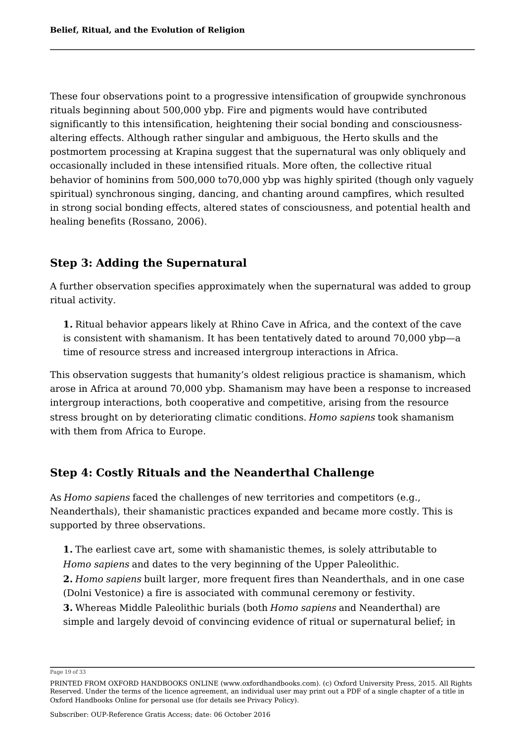These four observations point to a progressive intensification of groupwide synchronous rituals beginning about 500,000 ybp. Fire and pigments would have contributed significantly to this intensification, heightening their social bonding and consciousness-altering effects. Although rather singular and ambiguous, the Herto skulls and the postmortem processing at Krapina suggest that the supernatural was only obliquely and occasionally included in these intensified rituals. More often, the collective ritual behavior of hominins from 500,000 to70,000 ybp was highly spirited (though only vaguely spiritual) synchronous singing, dancing, and chanting around campfires, which resulted in strong social bonding effects, altered states of consciousness, and potential health and healing benefits (Rossano, 2006).

## Step 3: Adding the Supernatural

A further observation specifies approximately when the supernatural was added to group ritual activity.

**1.** Ritual behavior appears likely at Rhino Cave in Africa, and the context of the cave is consistent with shamanism. It has been tentatively dated to around 70,000 ybp—a time of resource stress and increased intergroup interactions in Africa.

This observation suggests that humanity's oldest religious practice is shamanism, which arose in Africa at around 70,000 ybp. Shamanism may have been a response to increased intergroup interactions, both cooperative and competitive, arising from the resource stress brought on by deteriorating climatic conditions. *Homo sapiens* took shamanism with them from Africa to Europe.

## Step 4: Costly Rituals and the Neanderthal Challenge

As *Homo sapiens* faced the challenges of new territories and competitors (e.g., Neanderthals), their shamanistic practices expanded and became more costly. This is supported by three observations.

**1.** The earliest cave art, some with shamanistic themes, is solely attributable to *Homo sapiens* and dates to the very beginning of the Upper Paleolithic.
**2.** *Homo sapiens* built larger, more frequent fires than Neanderthals, and in one case (Dolni Vestonice) a fire is associated with communal ceremony or festivity.
**3.** Whereas Middle Paleolithic burials (both *Homo sapiens* and Neanderthal) are simple and largely devoid of convincing evidence of ritual or supernatural belief; in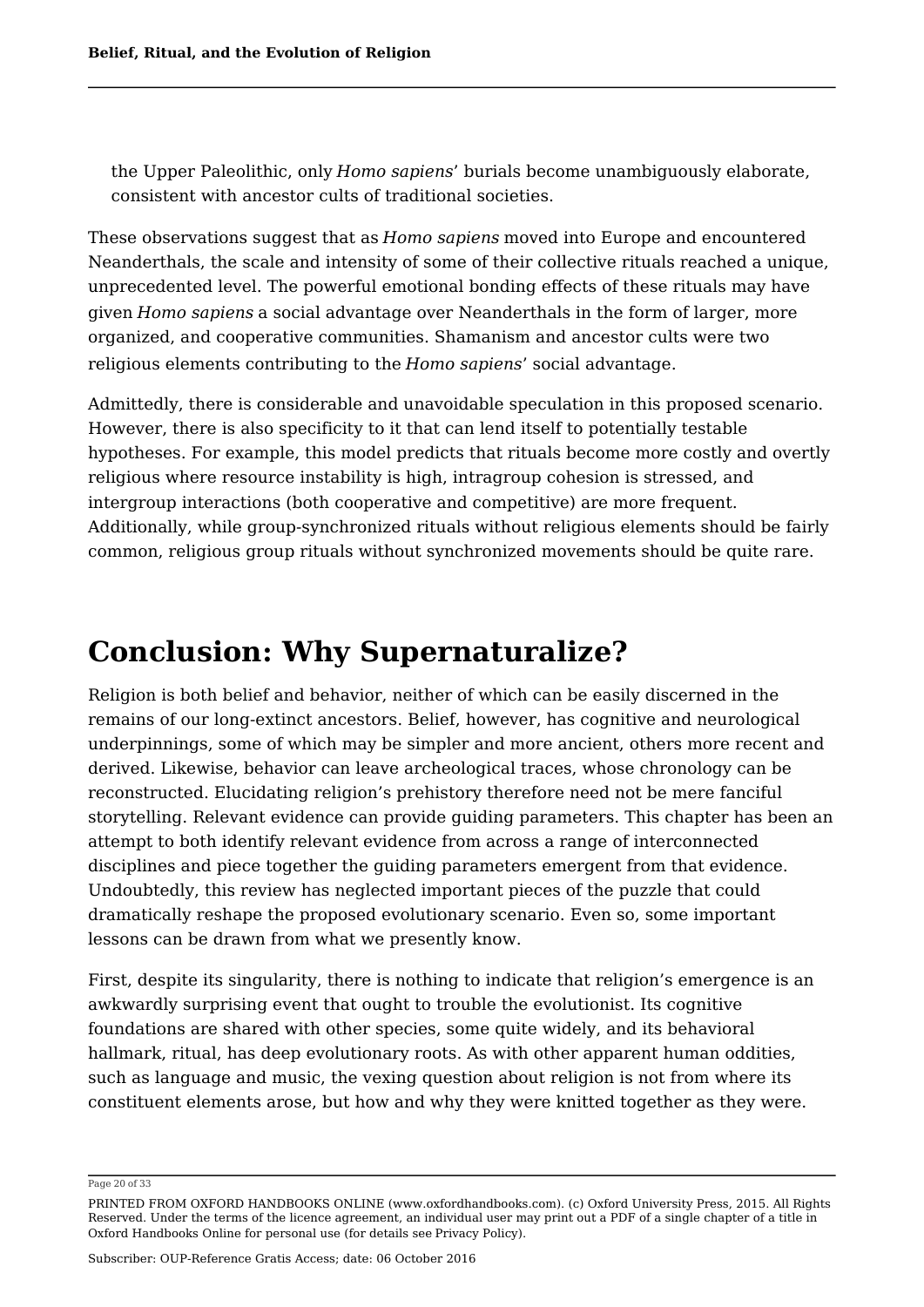the Upper Paleolithic, only *Homo sapiens*' burials become unambiguously elaborate, consistent with ancestor cults of traditional societies.

These observations suggest that as *Homo sapiens* moved into Europe and encountered Neanderthals, the scale and intensity of some of their collective rituals reached a unique, unprecedented level. The powerful emotional bonding effects of these rituals may have given *Homo sapiens* a social advantage over Neanderthals in the form of larger, more organized, and cooperative communities. Shamanism and ancestor cults were two religious elements contributing to the *Homo sapiens*' social advantage.

Admittedly, there is considerable and unavoidable speculation in this proposed scenario. However, there is also specificity to it that can lend itself to potentially testable hypotheses. For example, this model predicts that rituals become more costly and overtly religious where resource instability is high, intragroup cohesion is stressed, and intergroup interactions (both cooperative and competitive) are more frequent. Additionally, while group-synchronized rituals without religious elements should be fairly common, religious group rituals without synchronized movements should be quite rare.

## Conclusion: Why Supernaturalize?

Religion is both belief and behavior, neither of which can be easily discerned in the remains of our long-extinct ancestors. Belief, however, has cognitive and neurological underpinnings, some of which may be simpler and more ancient, others more recent and derived. Likewise, behavior can leave archeological traces, whose chronology can be reconstructed. Elucidating religion's prehistory therefore need not be mere fanciful storytelling. Relevant evidence can provide guiding parameters. This chapter has been an attempt to both identify relevant evidence from across a range of interconnected disciplines and piece together the guiding parameters emergent from that evidence. Undoubtedly, this review has neglected important pieces of the puzzle that could dramatically reshape the proposed evolutionary scenario. Even so, some important lessons can be drawn from what we presently know.

First, despite its singularity, there is nothing to indicate that religion's emergence is an awkwardly surprising event that ought to trouble the evolutionist. Its cognitive foundations are shared with other species, some quite widely, and its behavioral hallmark, ritual, has deep evolutionary roots. As with other apparent human oddities, such as language and music, the vexing question about religion is not from where its constituent elements arose, but how and why they were knitted together as they were.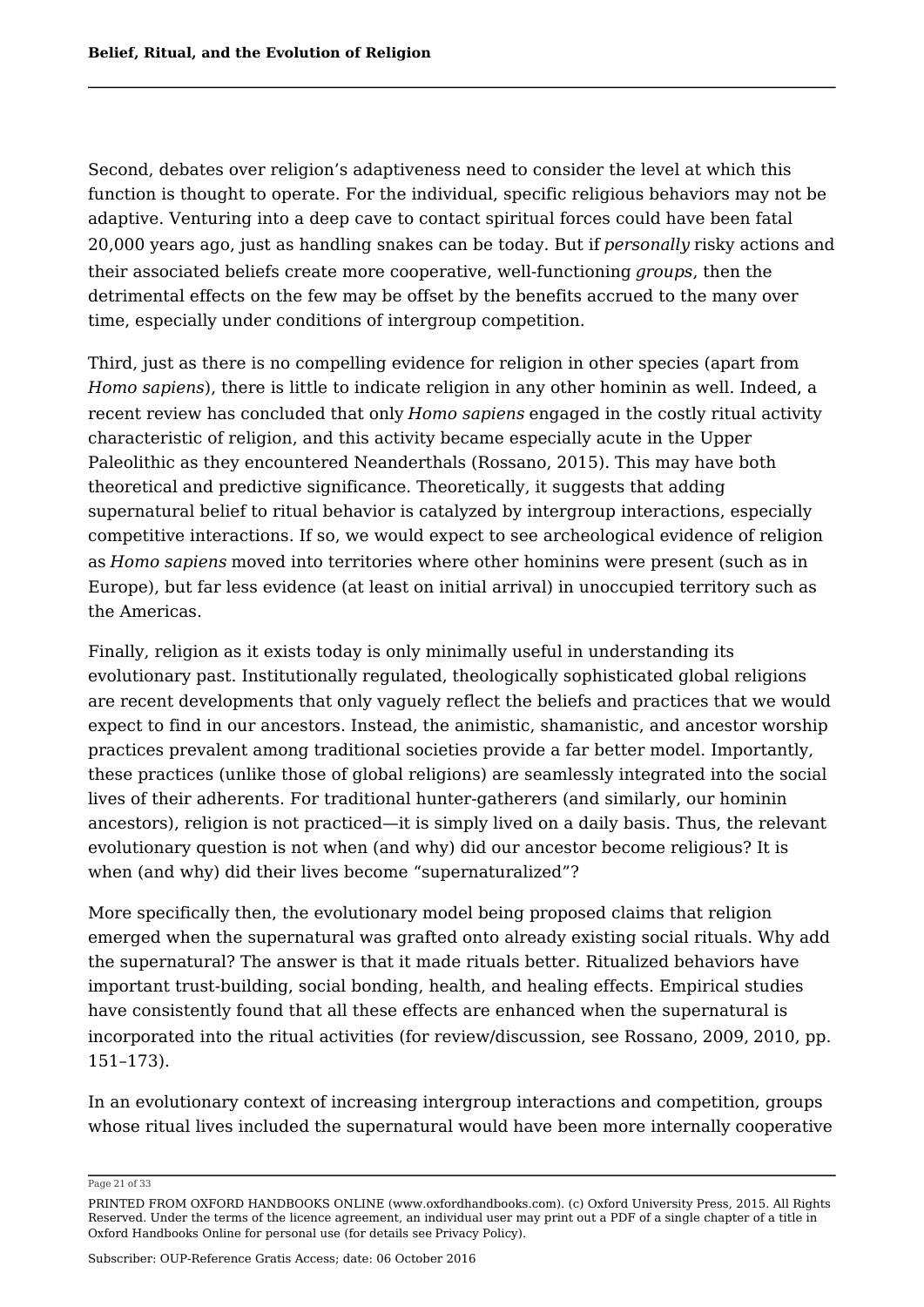Second, debates over religion's adaptiveness need to consider the level at which this function is thought to operate. For the individual, specific religious behaviors may not be adaptive. Venturing into a deep cave to contact spiritual forces could have been fatal 20,000 years ago, just as handling snakes can be today. But if *personally* risky actions and their associated beliefs create more cooperative, well-functioning *groups*, then the detrimental effects on the few may be offset by the benefits accrued to the many over time, especially under conditions of intergroup competition.

Third, just as there is no compelling evidence for religion in other species (apart from *Homo sapiens*), there is little to indicate religion in any other hominin as well. Indeed, a recent review has concluded that only *Homo sapiens* engaged in the costly ritual activity characteristic of religion, and this activity became especially acute in the Upper Paleolithic as they encountered Neanderthals (Rossano, 2015). This may have both theoretical and predictive significance. Theoretically, it suggests that adding supernatural belief to ritual behavior is catalyzed by intergroup interactions, especially competitive interactions. If so, we would expect to see archeological evidence of religion as *Homo sapiens* moved into territories where other hominins were present (such as in Europe), but far less evidence (at least on initial arrival) in unoccupied territory such as the Americas.

Finally, religion as it exists today is only minimally useful in understanding its evolutionary past. Institutionally regulated, theologically sophisticated global religions are recent developments that only vaguely reflect the beliefs and practices that we would expect to find in our ancestors. Instead, the animistic, shamanistic, and ancestor worship practices prevalent among traditional societies provide a far better model. Importantly, these practices (unlike those of global religions) are seamlessly integrated into the social lives of their adherents. For traditional hunter-gatherers (and similarly, our hominin ancestors), religion is not practiced—it is simply lived on a daily basis. Thus, the relevant evolutionary question is not when (and why) did our ancestor become religious? It is when (and why) did their lives become "supernaturalized"?

More specifically then, the evolutionary model being proposed claims that religion emerged when the supernatural was grafted onto already existing social rituals. Why add the supernatural? The answer is that it made rituals better. Ritualized behaviors have important trust-building, social bonding, health, and healing effects. Empirical studies have consistently found that all these effects are enhanced when the supernatural is incorporated into the ritual activities (for review/discussion, see Rossano, 2009, 2010, pp. 151–173).

In an evolutionary context of increasing intergroup interactions and competition, groups whose ritual lives included the supernatural would have been more internally cooperative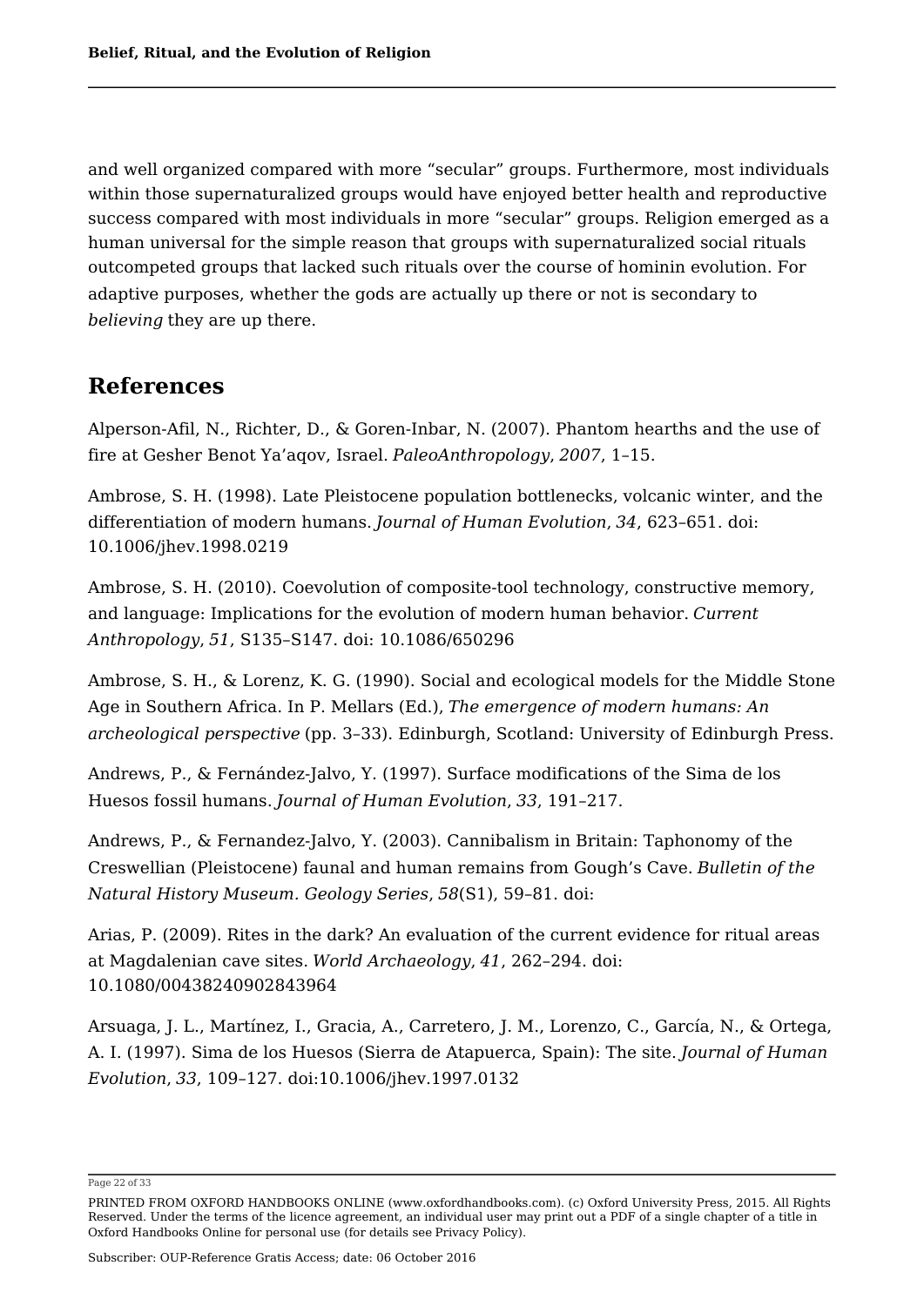and well organized compared with more "secular" groups. Furthermore, most individuals within those supernaturalized groups would have enjoyed better health and reproductive success compared with most individuals in more "secular" groups. Religion emerged as a human universal for the simple reason that groups with supernaturalized social rituals outcompeted groups that lacked such rituals over the course of hominin evolution. For adaptive purposes, whether the gods are actually up there or not is secondary to *believing* they are up there.

## References

Alperson-Afil, N., Richter, D., & Goren-Inbar, N. (2007). Phantom hearths and the use of fire at Gesher Benot Ya'aqov, Israel. *PaleoAnthropology*, *2007*, 1–15.

Ambrose, S. H. (1998). Late Pleistocene population bottlenecks, volcanic winter, and the differentiation of modern humans. *Journal of Human Evolution*, *34*, 623–651. doi: 10.1006/jhev.1998.0219

Ambrose, S. H. (2010). Coevolution of composite-tool technology, constructive memory, and language: Implications for the evolution of modern human behavior. *Current Anthropology*, *51*, S135–S147. doi: 10.1086/650296

Ambrose, S. H., & Lorenz, K. G. (1990). Social and ecological models for the Middle Stone Age in Southern Africa. In P. Mellars (Ed.), *The emergence of modern humans: An archeological perspective* (pp. 3–33). Edinburgh, Scotland: University of Edinburgh Press.

Andrews, P., & Fernández-Jalvo, Y. (1997). Surface modifications of the Sima de los Huesos fossil humans. *Journal of Human Evolution*, *33*, 191–217.

Andrews, P., & Fernandez-Jalvo, Y. (2003). Cannibalism in Britain: Taphonomy of the Creswellian (Pleistocene) faunal and human remains from Gough's Cave. *Bulletin of the Natural History Museum. Geology Series*, *58*(S1), 59–81. doi:

Arias, P. (2009). Rites in the dark? An evaluation of the current evidence for ritual areas at Magdalenian cave sites. *World Archaeology*, *41*, 262–294. doi: 10.1080/00438240902843964

Arsuaga, J. L., Martínez, I., Gracia, A., Carretero, J. M., Lorenzo, C., García, N., & Ortega, A. I. (1997). Sima de los Huesos (Sierra de Atapuerca, Spain): The site. *Journal of Human Evolution*, *33*, 109–127. doi:10.1006/jhev.1997.0132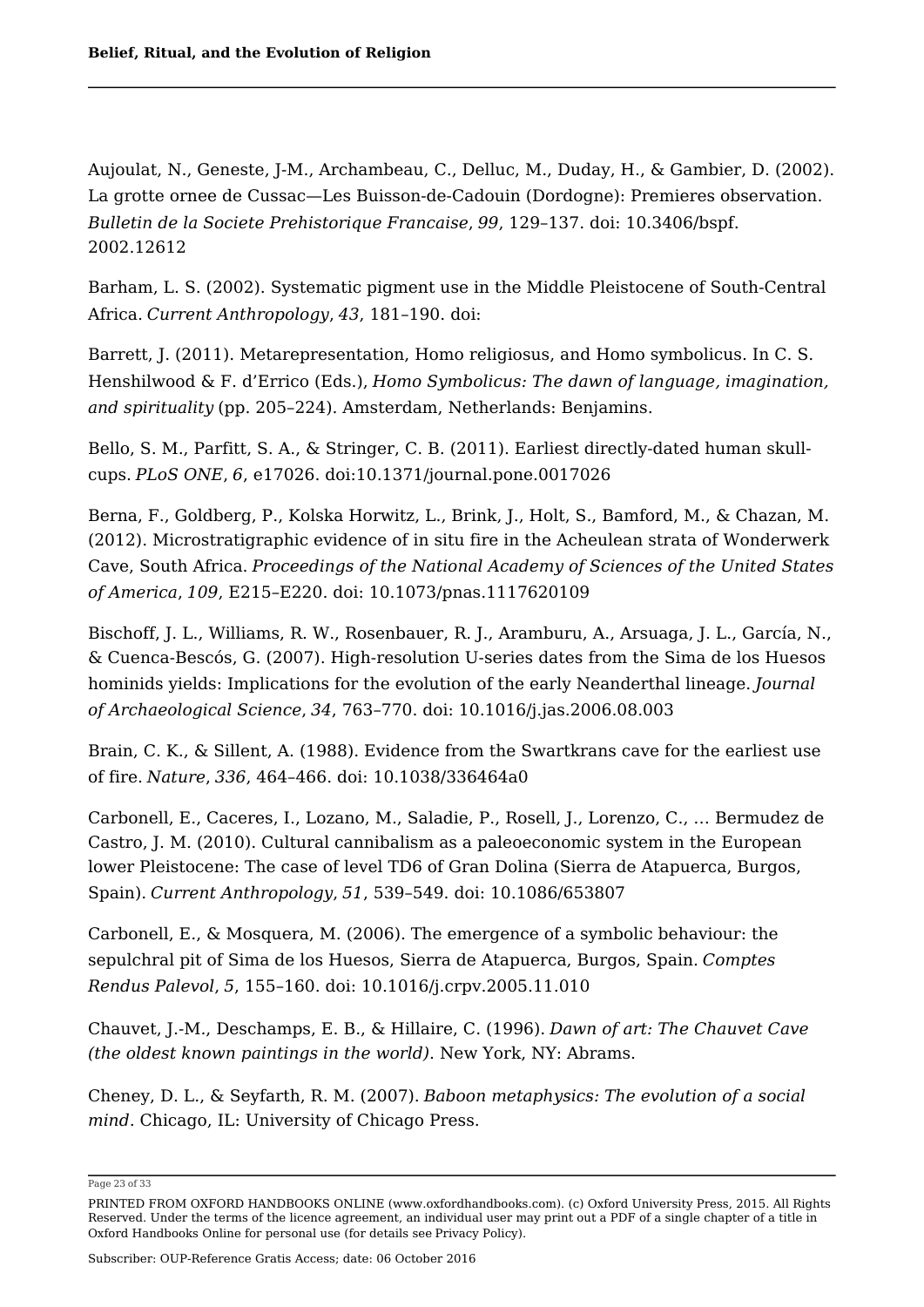Aujoulat, N., Geneste, J-M., Archambeau, C., Delluc, M., Duday, H., & Gambier, D. (2002). La grotte ornee de Cussac—Les Buisson-de-Cadouin (Dordogne): Premieres observation. *Bulletin de la Societe Prehistorique Francaise*, *99*, 129–137. doi: 10.3406/bspf. 2002.12612

Barham, L. S. (2002). Systematic pigment use in the Middle Pleistocene of South-Central Africa. *Current Anthropology*, *43*, 181–190. doi:

Barrett, J. (2011). Metarepresentation, Homo religiosus, and Homo symbolicus. In C. S. Henshilwood & F. d'Errico (Eds.), *Homo Symbolicus: The dawn of language, imagination, and spirituality* (pp. 205–224). Amsterdam, Netherlands: Benjamins.

Bello, S. M., Parfitt, S. A., & Stringer, C. B. (2011). Earliest directly-dated human skull-cups. *PLoS ONE*, *6*, e17026. doi:10.1371/journal.pone.0017026

Berna, F., Goldberg, P., Kolska Horwitz, L., Brink, J., Holt, S., Bamford, M., & Chazan, M. (2012). Microstratigraphic evidence of in situ fire in the Acheulean strata of Wonderwerk Cave, South Africa. *Proceedings of the National Academy of Sciences of the United States of America*, *109*, E215–E220. doi: 10.1073/pnas.1117620109

Bischoff, J. L., Williams, R. W., Rosenbauer, R. J., Aramburu, A., Arsuaga, J. L., García, N., & Cuenca-Bescós, G. (2007). High-resolution U-series dates from the Sima de los Huesos hominids yields: Implications for the evolution of the early Neanderthal lineage. *Journal of Archaeological Science*, *34*, 763–770. doi: 10.1016/j.jas.2006.08.003

Brain, C. K., & Sillent, A. (1988). Evidence from the Swartkrans cave for the earliest use of fire. *Nature*, *336*, 464–466. doi: 10.1038/336464a0

Carbonell, E., Caceres, I., Lozano, M., Saladie, P., Rosell, J., Lorenzo, C., … Bermudez de Castro, J. M. (2010). Cultural cannibalism as a paleoeconomic system in the European lower Pleistocene: The case of level TD6 of Gran Dolina (Sierra de Atapuerca, Burgos, Spain). *Current Anthropology*, *51*, 539–549. doi: 10.1086/653807

Carbonell, E., & Mosquera, M. (2006). The emergence of a symbolic behaviour: the sepulchral pit of Sima de los Huesos, Sierra de Atapuerca, Burgos, Spain. *Comptes Rendus Palevol*, *5*, 155–160. doi: 10.1016/j.crpv.2005.11.010

Chauvet, J.-M., Deschamps, E. B., & Hillaire, C. (1996). *Dawn of art: The Chauvet Cave (the oldest known paintings in the world)*. New York, NY: Abrams.

Cheney, D. L., & Seyfarth, R. M. (2007). *Baboon metaphysics: The evolution of a social mind*. Chicago, IL: University of Chicago Press.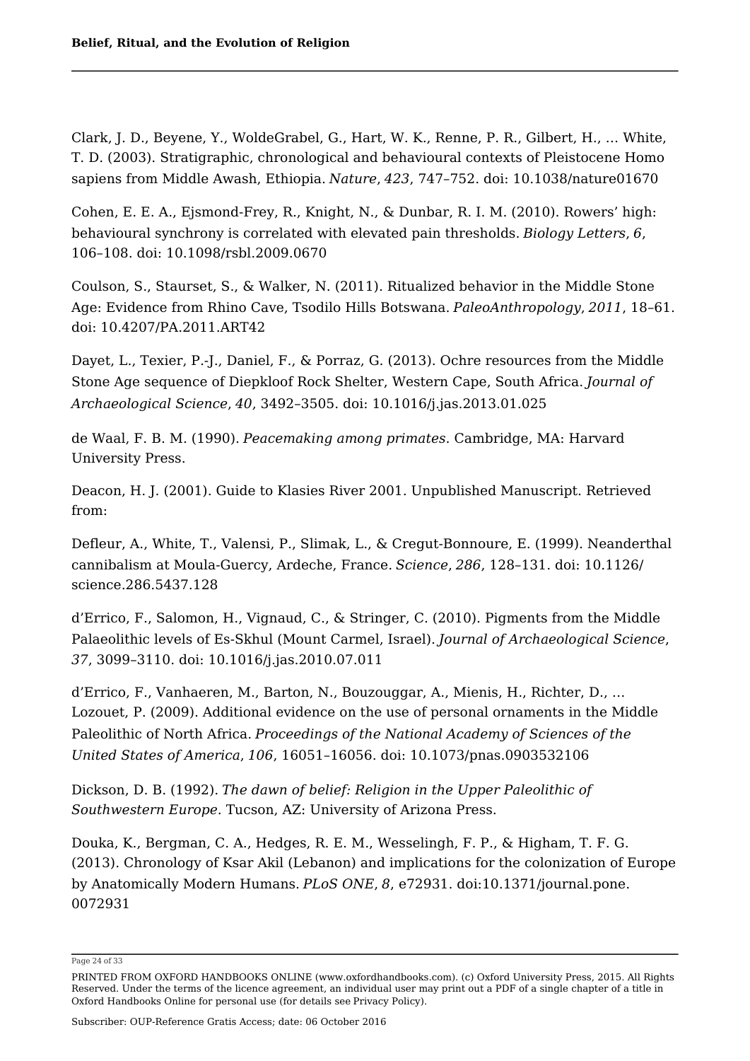Clark, J. D., Beyene, Y., WoldeGrabel, G., Hart, W. K., Renne, P. R., Gilbert, H., … White, T. D. (2003). Stratigraphic, chronological and behavioural contexts of Pleistocene Homo sapiens from Middle Awash, Ethiopia. *Nature*, *423*, 747–752. doi: 10.1038/nature01670

Cohen, E. E. A., Ejsmond-Frey, R., Knight, N., & Dunbar, R. I. M. (2010). Rowers' high: behavioural synchrony is correlated with elevated pain thresholds. *Biology Letters*, *6*, 106–108. doi: 10.1098/rsbl.2009.0670

Coulson, S., Staurset, S., & Walker, N. (2011). Ritualized behavior in the Middle Stone Age: Evidence from Rhino Cave, Tsodilo Hills Botswana. *PaleoAnthropology*, *2011*, 18–61. doi: 10.4207/PA.2011.ART42

Dayet, L., Texier, P.-J., Daniel, F., & Porraz, G. (2013). Ochre resources from the Middle Stone Age sequence of Diepkloof Rock Shelter, Western Cape, South Africa. *Journal of Archaeological Science*, *40*, 3492–3505. doi: 10.1016/j.jas.2013.01.025

de Waal, F. B. M. (1990). *Peacemaking among primates*. Cambridge, MA: Harvard University Press.

Deacon, H. J. (2001). Guide to Klasies River 2001. Unpublished Manuscript. Retrieved from:

Defleur, A., White, T., Valensi, P., Slimak, L., & Cregut-Bonnoure, E. (1999). Neanderthal cannibalism at Moula-Guercy, Ardeche, France. *Science*, *286*, 128–131. doi: 10.1126/science.286.5437.128

d'Errico, F., Salomon, H., Vignaud, C., & Stringer, C. (2010). Pigments from the Middle Palaeolithic levels of Es-Skhul (Mount Carmel, Israel). *Journal of Archaeological Science*, *37*, 3099–3110. doi: 10.1016/j.jas.2010.07.011

d'Errico, F., Vanhaeren, M., Barton, N., Bouzouggar, A., Mienis, H., Richter, D., … Lozouet, P. (2009). Additional evidence on the use of personal ornaments in the Middle Paleolithic of North Africa. *Proceedings of the National Academy of Sciences of the United States of America*, *106*, 16051–16056. doi: 10.1073/pnas.0903532106

Dickson, D. B. (1992). *The dawn of belief: Religion in the Upper Paleolithic of Southwestern Europe*. Tucson, AZ: University of Arizona Press.

Douka, K., Bergman, C. A., Hedges, R. E. M., Wesselingh, F. P., & Higham, T. F. G. (2013). Chronology of Ksar Akil (Lebanon) and implications for the colonization of Europe by Anatomically Modern Humans. *PLoS ONE*, *8*, e72931. doi:10.1371/journal.pone.0072931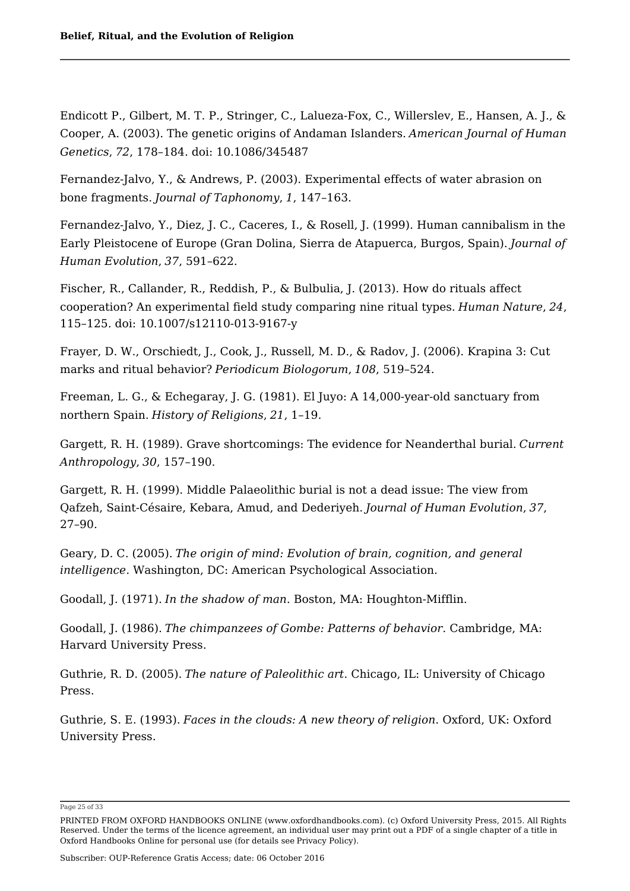Endicott P., Gilbert, M. T. P., Stringer, C., Lalueza-Fox, C., Willerslev, E., Hansen, A. J., & Cooper, A. (2003). The genetic origins of Andaman Islanders. *American Journal of Human Genetics*, *72*, 178–184. doi: 10.1086/345487

Fernandez-Jalvo, Y., & Andrews, P. (2003). Experimental effects of water abrasion on bone fragments. *Journal of Taphonomy*, *1*, 147–163.

Fernandez-Jalvo, Y., Diez, J. C., Caceres, I., & Rosell, J. (1999). Human cannibalism in the Early Pleistocene of Europe (Gran Dolina, Sierra de Atapuerca, Burgos, Spain). *Journal of Human Evolution*, *37*, 591–622.

Fischer, R., Callander, R., Reddish, P., & Bulbulia, J. (2013). How do rituals affect cooperation? An experimental field study comparing nine ritual types. *Human Nature*, *24*, 115–125. doi: 10.1007/s12110-013-9167-y

Frayer, D. W., Orschiedt, J., Cook, J., Russell, M. D., & Radov, J. (2006). Krapina 3: Cut marks and ritual behavior? *Periodicum Biologorum*, *108*, 519–524.

Freeman, L. G., & Echegaray, J. G. (1981). El Juyo: A 14,000-year-old sanctuary from northern Spain. *History of Religions*, *21*, 1–19.

Gargett, R. H. (1989). Grave shortcomings: The evidence for Neanderthal burial. *Current Anthropology*, *30*, 157–190.

Gargett, R. H. (1999). Middle Palaeolithic burial is not a dead issue: The view from Qafzeh, Saint-Césaire, Kebara, Amud, and Dederiyeh. *Journal of Human Evolution*, *37*, 27–90.

Geary, D. C. (2005). *The origin of mind: Evolution of brain, cognition, and general intelligence*. Washington, DC: American Psychological Association.

Goodall, J. (1971). *In the shadow of man*. Boston, MA: Houghton-Mifflin.

Goodall, J. (1986). *The chimpanzees of Gombe: Patterns of behavior*. Cambridge, MA: Harvard University Press.

Guthrie, R. D. (2005). *The nature of Paleolithic art*. Chicago, IL: University of Chicago Press.

Guthrie, S. E. (1993). *Faces in the clouds: A new theory of religion*. Oxford, UK: Oxford University Press.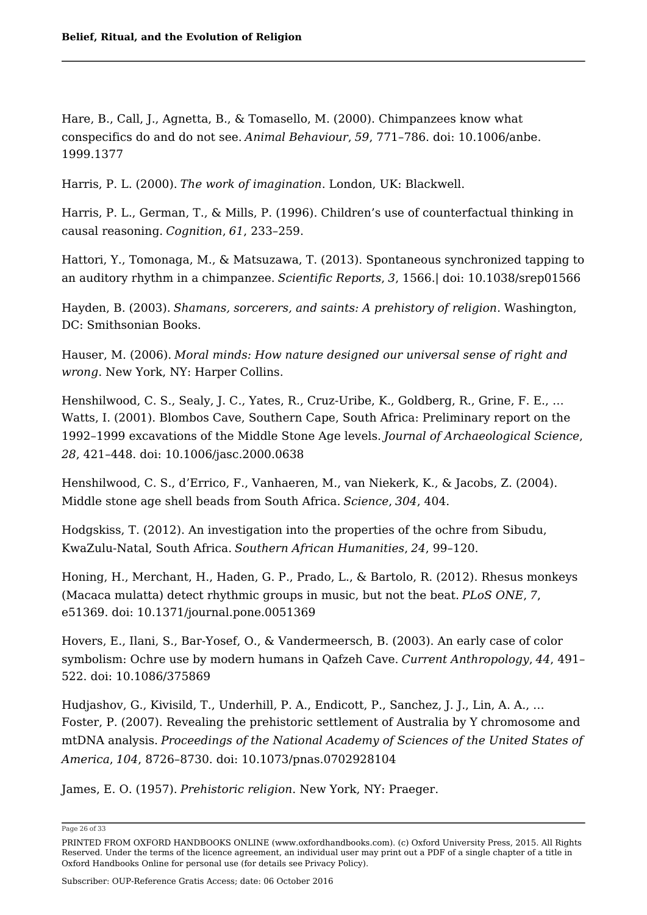Hare, B., Call, J., Agnetta, B., & Tomasello, M. (2000). Chimpanzees know what conspecifics do and do not see. *Animal Behaviour*, *59*, 771–786. doi: 10.1006/anbe.1999.1377

Harris, P. L. (2000). *The work of imagination*. London, UK: Blackwell.

Harris, P. L., German, T., & Mills, P. (1996). Children's use of counterfactual thinking in causal reasoning. *Cognition*, *61*, 233–259.

Hattori, Y., Tomonaga, M., & Matsuzawa, T. (2013). Spontaneous synchronized tapping to an auditory rhythm in a chimpanzee. *Scientific Reports*, *3*, 1566.| doi: 10.1038/srep01566

Hayden, B. (2003). *Shamans, sorcerers, and saints: A prehistory of religion*. Washington, DC: Smithsonian Books.

Hauser, M. (2006). *Moral minds: How nature designed our universal sense of right and wrong*. New York, NY: Harper Collins.

Henshilwood, C. S., Sealy, J. C., Yates, R., Cruz-Uribe, K., Goldberg, R., Grine, F. E., … Watts, I. (2001). Blombos Cave, Southern Cape, South Africa: Preliminary report on the 1992–1999 excavations of the Middle Stone Age levels. *Journal of Archaeological Science*, *28*, 421–448. doi: 10.1006/jasc.2000.0638

Henshilwood, C. S., d'Errico, F., Vanhaeren, M., van Niekerk, K., & Jacobs, Z. (2004). Middle stone age shell beads from South Africa. *Science*, *304*, 404.

Hodgskiss, T. (2012). An investigation into the properties of the ochre from Sibudu, KwaZulu-Natal, South Africa. *Southern African Humanities*, *24*, 99–120.

Honing, H., Merchant, H., Haden, G. P., Prado, L., & Bartolo, R. (2012). Rhesus monkeys (Macaca mulatta) detect rhythmic groups in music, but not the beat. *PLoS ONE*, *7*, e51369. doi: 10.1371/journal.pone.0051369

Hovers, E., Ilani, S., Bar-Yosef, O., & Vandermeersch, B. (2003). An early case of color symbolism: Ochre use by modern humans in Qafzeh Cave. *Current Anthropology*, *44*, 491–522. doi: 10.1086/375869

Hudjashov, G., Kivisild, T., Underhill, P. A., Endicott, P., Sanchez, J. J., Lin, A. A., … Foster, P. (2007). Revealing the prehistoric settlement of Australia by Y chromosome and mtDNA analysis. *Proceedings of the National Academy of Sciences of the United States of America*, *104*, 8726–8730. doi: 10.1073/pnas.0702928104

James, E. O. (1957). *Prehistoric religion*. New York, NY: Praeger.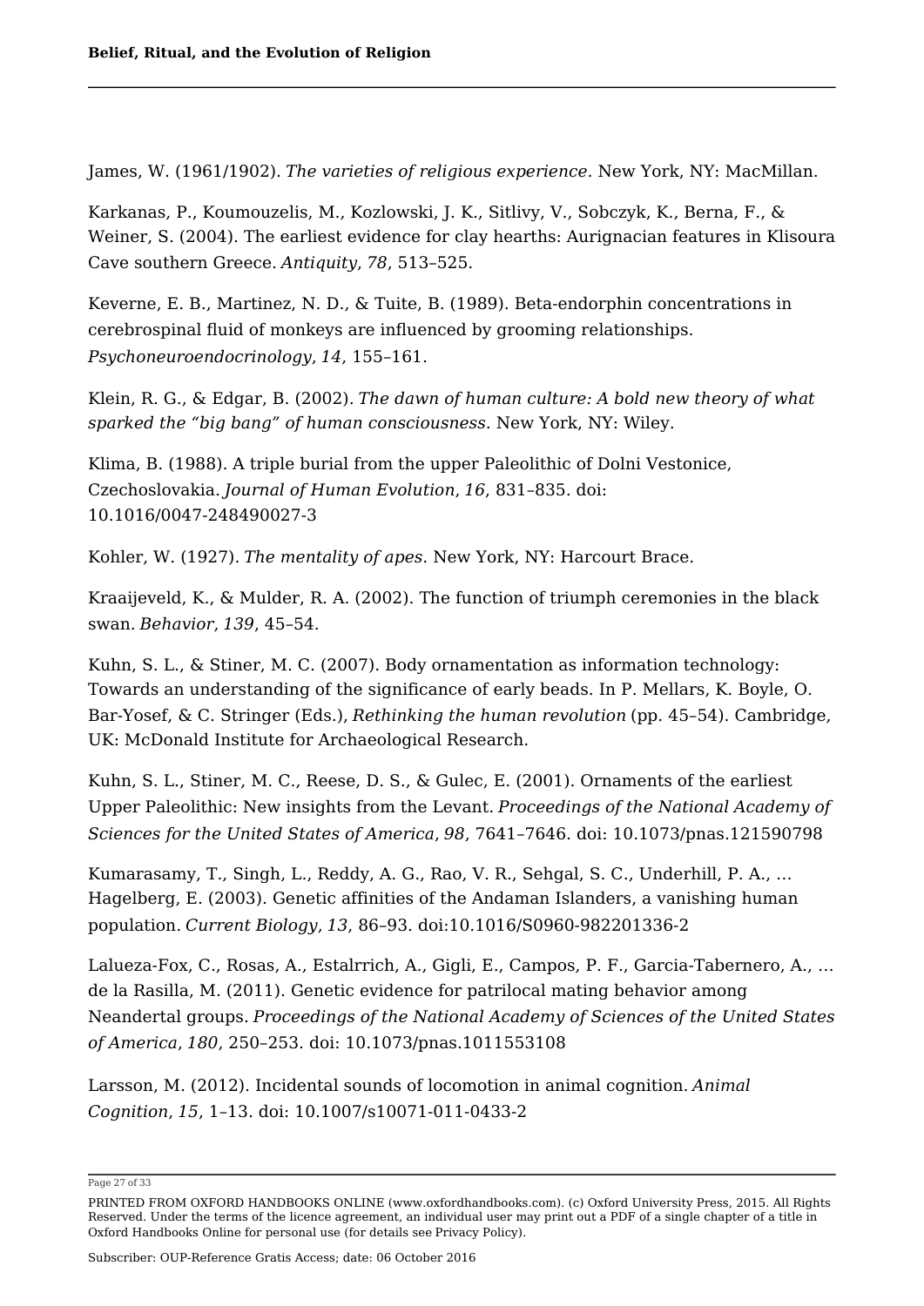James, W. (1961/1902). *The varieties of religious experience*. New York, NY: MacMillan.

Karkanas, P., Koumouzelis, M., Kozlowski, J. K., Sitlivy, V., Sobczyk, K., Berna, F., & Weiner, S. (2004). The earliest evidence for clay hearths: Aurignacian features in Klisoura Cave southern Greece. *Antiquity*, *78*, 513–525.

Keverne, E. B., Martinez, N. D., & Tuite, B. (1989). Beta-endorphin concentrations in cerebrospinal fluid of monkeys are influenced by grooming relationships. *Psychoneuroendocrinology*, *14*, 155–161.

Klein, R. G., & Edgar, B. (2002). *The dawn of human culture: A bold new theory of what sparked the "big bang" of human consciousness*. New York, NY: Wiley.

Klima, B. (1988). A triple burial from the upper Paleolithic of Dolni Vestonice, Czechoslovakia. *Journal of Human Evolution*, *16*, 831–835. doi: 10.1016/0047-248490027-3

Kohler, W. (1927). *The mentality of apes*. New York, NY: Harcourt Brace.

Kraaijeveld, K., & Mulder, R. A. (2002). The function of triumph ceremonies in the black swan. *Behavior*, *139*, 45–54.

Kuhn, S. L., & Stiner, M. C. (2007). Body ornamentation as information technology: Towards an understanding of the significance of early beads. In P. Mellars, K. Boyle, O. Bar-Yosef, & C. Stringer (Eds.), *Rethinking the human revolution* (pp. 45–54). Cambridge, UK: McDonald Institute for Archaeological Research.

Kuhn, S. L., Stiner, M. C., Reese, D. S., & Gulec, E. (2001). Ornaments of the earliest Upper Paleolithic: New insights from the Levant. *Proceedings of the National Academy of Sciences for the United States of America*, *98*, 7641–7646. doi: 10.1073/pnas.121590798

Kumarasamy, T., Singh, L., Reddy, A. G., Rao, V. R., Sehgal, S. C., Underhill, P. A., … Hagelberg, E. (2003). Genetic affinities of the Andaman Islanders, a vanishing human population. *Current Biology*, *13*, 86–93. doi:10.1016/S0960-982201336-2

Lalueza-Fox, C., Rosas, A., Estalrrich, A., Gigli, E., Campos, P. F., Garcia-Tabernero, A., … de la Rasilla, M. (2011). Genetic evidence for patrilocal mating behavior among Neandertal groups. *Proceedings of the National Academy of Sciences of the United States of America*, *180*, 250–253. doi: 10.1073/pnas.1011553108

Larsson, M. (2012). Incidental sounds of locomotion in animal cognition. *Animal Cognition*, *15*, 1–13. doi: 10.1007/s10071-011-0433-2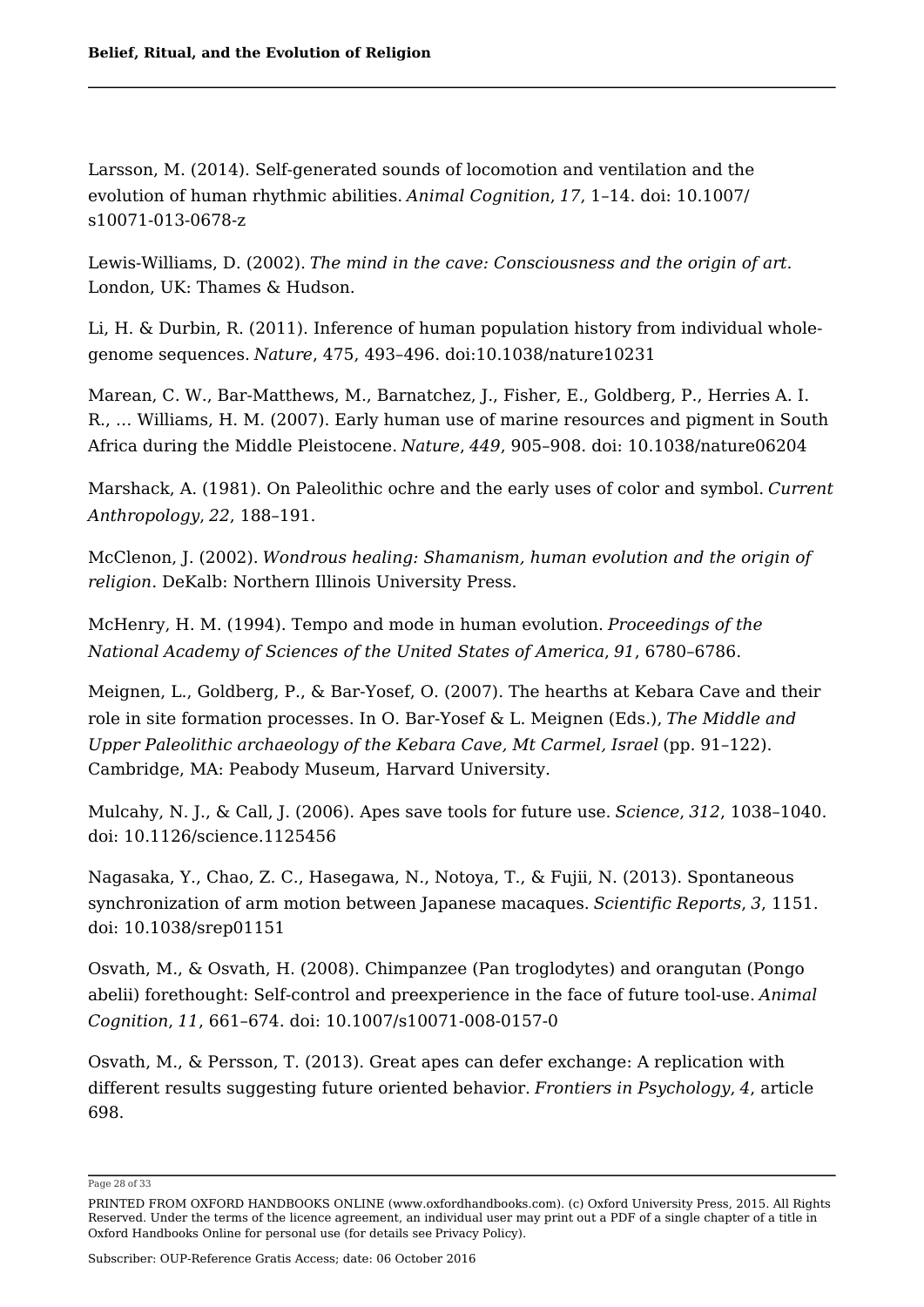Larsson, M. (2014). Self-generated sounds of locomotion and ventilation and the evolution of human rhythmic abilities. *Animal Cognition*, *17*, 1–14. doi: 10.1007/s10071-013-0678-z

Lewis-Williams, D. (2002). *The mind in the cave: Consciousness and the origin of art*. London, UK: Thames & Hudson.

Li, H. & Durbin, R. (2011). Inference of human population history from individual whole-genome sequences. *Nature*, 475, 493–496. doi:10.1038/nature10231

Marean, C. W., Bar-Matthews, M., Barnatchez, J., Fisher, E., Goldberg, P., Herries A. I. R., … Williams, H. M. (2007). Early human use of marine resources and pigment in South Africa during the Middle Pleistocene. *Nature*, *449*, 905–908. doi: 10.1038/nature06204

Marshack, A. (1981). On Paleolithic ochre and the early uses of color and symbol. *Current Anthropology*, *22*, 188–191.

McClenon, J. (2002). *Wondrous healing: Shamanism, human evolution and the origin of religion*. DeKalb: Northern Illinois University Press.

McHenry, H. M. (1994). Tempo and mode in human evolution. *Proceedings of the National Academy of Sciences of the United States of America*, *91*, 6780–6786.

Meignen, L., Goldberg, P., & Bar-Yosef, O. (2007). The hearths at Kebara Cave and their role in site formation processes. In O. Bar-Yosef & L. Meignen (Eds.), *The Middle and Upper Paleolithic archaeology of the Kebara Cave, Mt Carmel, Israel* (pp. 91–122). Cambridge, MA: Peabody Museum, Harvard University.

Mulcahy, N. J., & Call, J. (2006). Apes save tools for future use. *Science*, *312*, 1038–1040. doi: 10.1126/science.1125456

Nagasaka, Y., Chao, Z. C., Hasegawa, N., Notoya, T., & Fujii, N. (2013). Spontaneous synchronization of arm motion between Japanese macaques. *Scientific Reports*, *3*, 1151. doi: 10.1038/srep01151

Osvath, M., & Osvath, H. (2008). Chimpanzee (Pan troglodytes) and orangutan (Pongo abelii) forethought: Self-control and preexperience in the face of future tool-use. *Animal Cognition*, *11*, 661–674. doi: 10.1007/s10071-008-0157-0

Osvath, M., & Persson, T. (2013). Great apes can defer exchange: A replication with different results suggesting future oriented behavior. *Frontiers in Psychology*, *4*, article 698.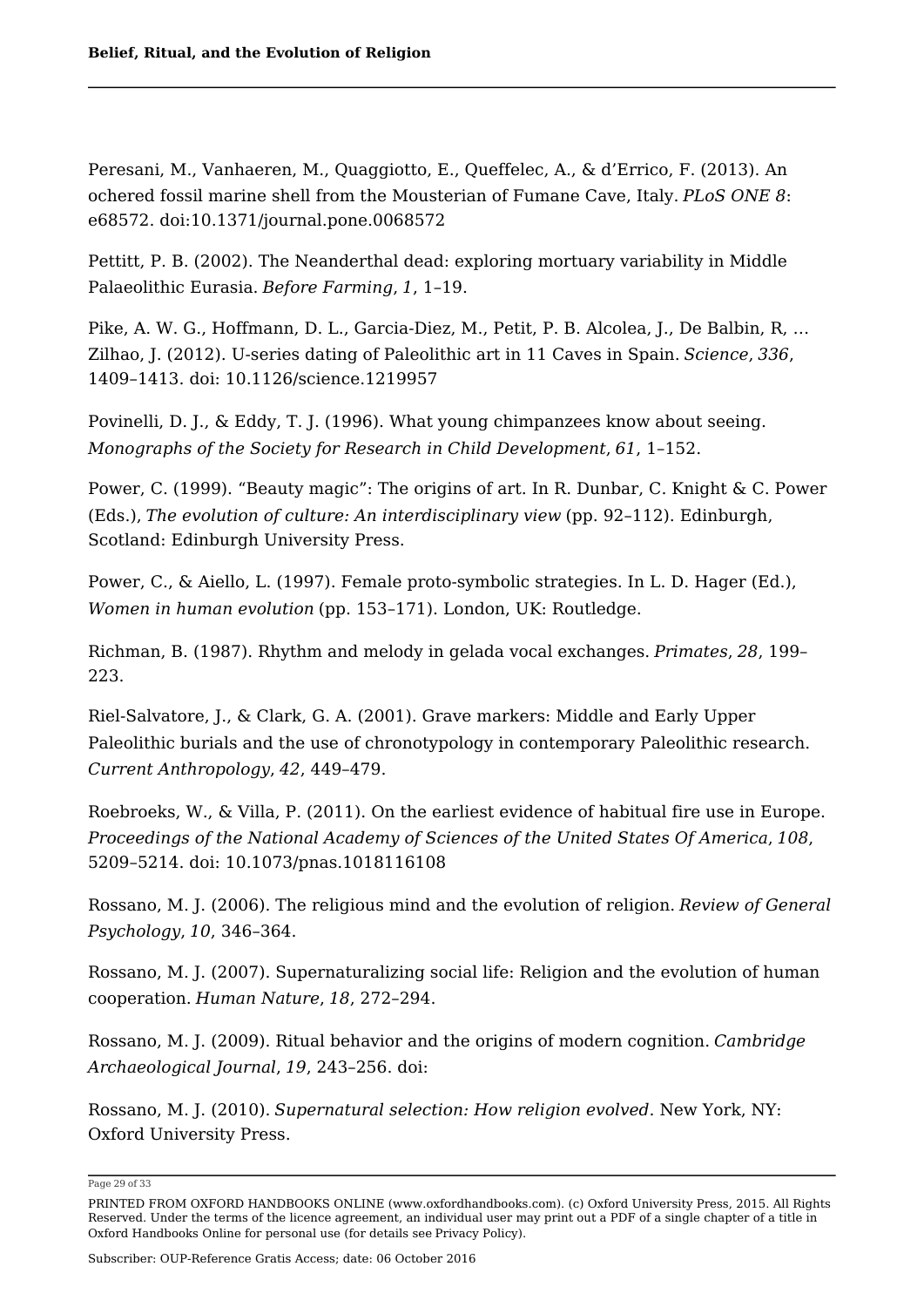Peresani, M., Vanhaeren, M., Quaggiotto, E., Queffelec, A., & d'Errico, F. (2013). An ochered fossil marine shell from the Mousterian of Fumane Cave, Italy. *PLoS ONE 8*: e68572. doi:10.1371/journal.pone.0068572

Pettitt, P. B. (2002). The Neanderthal dead: exploring mortuary variability in Middle Palaeolithic Eurasia. *Before Farming*, *1*, 1–19.

Pike, A. W. G., Hoffmann, D. L., Garcia-Diez, M., Petit, P. B. Alcolea, J., De Balbin, R, … Zilhao, J. (2012). U-series dating of Paleolithic art in 11 Caves in Spain. *Science*, *336*, 1409–1413. doi: 10.1126/science.1219957

Povinelli, D. J., & Eddy, T. J. (1996). What young chimpanzees know about seeing. *Monographs of the Society for Research in Child Development*, *61*, 1–152.

Power, C. (1999). "Beauty magic": The origins of art. In R. Dunbar, C. Knight & C. Power (Eds.), *The evolution of culture: An interdisciplinary view* (pp. 92–112). Edinburgh, Scotland: Edinburgh University Press.

Power, C., & Aiello, L. (1997). Female proto-symbolic strategies. In L. D. Hager (Ed.), *Women in human evolution* (pp. 153–171). London, UK: Routledge.

Richman, B. (1987). Rhythm and melody in gelada vocal exchanges. *Primates*, *28*, 199–223.

Riel-Salvatore, J., & Clark, G. A. (2001). Grave markers: Middle and Early Upper Paleolithic burials and the use of chronotypology in contemporary Paleolithic research. *Current Anthropology*, *42*, 449–479.

Roebroeks, W., & Villa, P. (2011). On the earliest evidence of habitual fire use in Europe. *Proceedings of the National Academy of Sciences of the United States Of America*, *108*, 5209–5214. doi: 10.1073/pnas.1018116108

Rossano, M. J. (2006). The religious mind and the evolution of religion. *Review of General Psychology*, *10*, 346–364.

Rossano, M. J. (2007). Supernaturalizing social life: Religion and the evolution of human cooperation. *Human Nature*, *18*, 272–294.

Rossano, M. J. (2009). Ritual behavior and the origins of modern cognition. *Cambridge Archaeological Journal*, *19*, 243–256. doi:

Rossano, M. J. (2010). *Supernatural selection: How religion evolved*. New York, NY: Oxford University Press.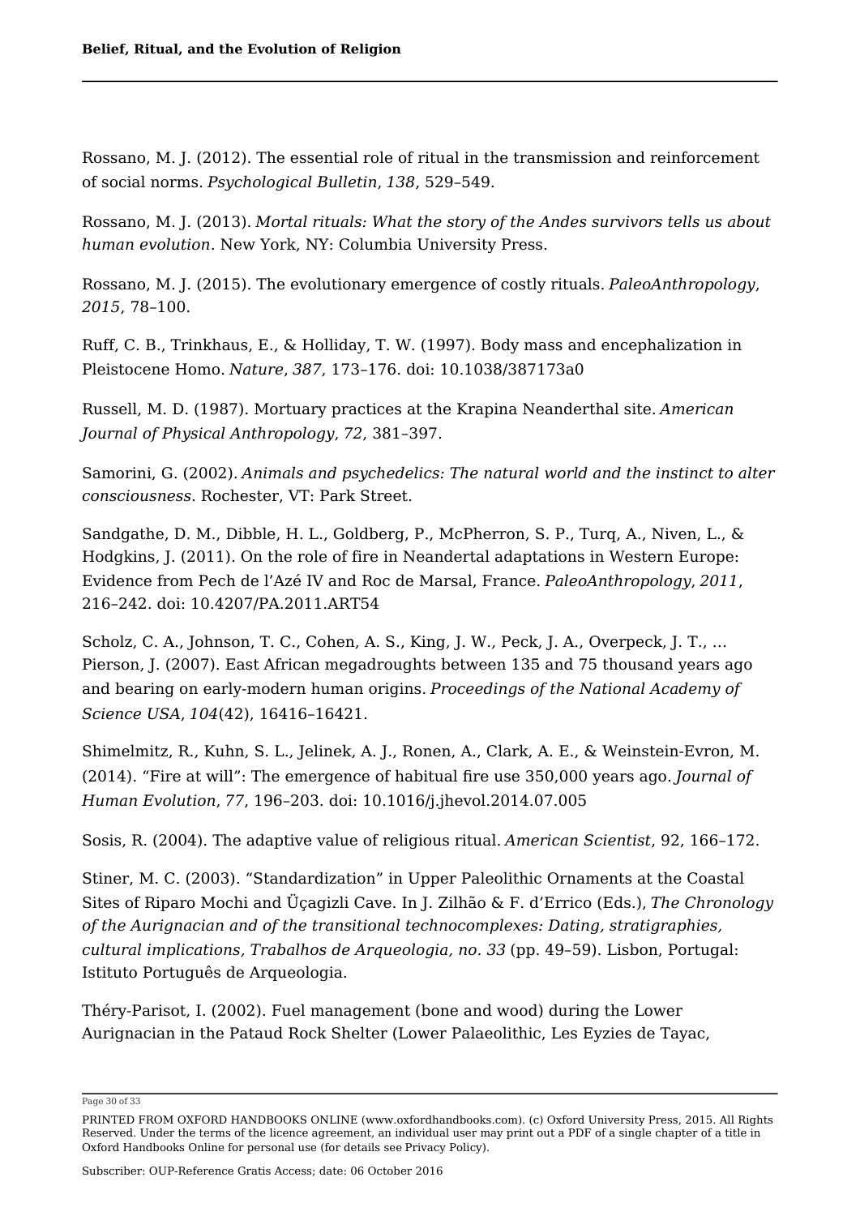Rossano, M. J. (2012). The essential role of ritual in the transmission and reinforcement of social norms. *Psychological Bulletin*, *138*, 529–549.

Rossano, M. J. (2013). *Mortal rituals: What the story of the Andes survivors tells us about human evolution*. New York, NY: Columbia University Press.

Rossano, M. J. (2015). The evolutionary emergence of costly rituals. *PaleoAnthropology*, *2015*, 78–100.

Ruff, C. B., Trinkhaus, E., & Holliday, T. W. (1997). Body mass and encephalization in Pleistocene Homo. *Nature*, *387*, 173–176. doi: 10.1038/387173a0

Russell, M. D. (1987). Mortuary practices at the Krapina Neanderthal site. *American Journal of Physical Anthropology*, *72*, 381–397.

Samorini, G. (2002). *Animals and psychedelics: The natural world and the instinct to alter consciousness*. Rochester, VT: Park Street.

Sandgathe, D. M., Dibble, H. L., Goldberg, P., McPherron, S. P., Turq, A., Niven, L., & Hodgkins, J. (2011). On the role of fire in Neandertal adaptations in Western Europe: Evidence from Pech de l'Azé IV and Roc de Marsal, France. *PaleoAnthropology*, *2011*, 216–242. doi: 10.4207/PA.2011.ART54

Scholz, C. A., Johnson, T. C., Cohen, A. S., King, J. W., Peck, J. A., Overpeck, J. T., … Pierson, J. (2007). East African megadroughts between 135 and 75 thousand years ago and bearing on early-modern human origins. *Proceedings of the National Academy of Science USA*, *104*(42), 16416–16421.

Shimelmitz, R., Kuhn, S. L., Jelinek, A. J., Ronen, A., Clark, A. E., & Weinstein-Evron, M. (2014). "Fire at will": The emergence of habitual fire use 350,000 years ago. *Journal of Human Evolution*, *77*, 196–203. doi: 10.1016/j.jhevol.2014.07.005

Sosis, R. (2004). The adaptive value of religious ritual. *American Scientist*, 92, 166–172.

Stiner, M. C. (2003). "Standardization" in Upper Paleolithic Ornaments at the Coastal Sites of Riparo Mochi and Üçagizli Cave. In J. Zilhão & F. d'Errico (Eds.), *The Chronology of the Aurignacian and of the transitional technocomplexes: Dating, stratigraphies, cultural implications, Trabalhos de Arqueologia, no. 33* (pp. 49–59). Lisbon, Portugal: Istituto Português de Arqueologia.

Théry-Parisot, I. (2002). Fuel management (bone and wood) during the Lower Aurignacian in the Pataud Rock Shelter (Lower Palaeolithic, Les Eyzies de Tayac,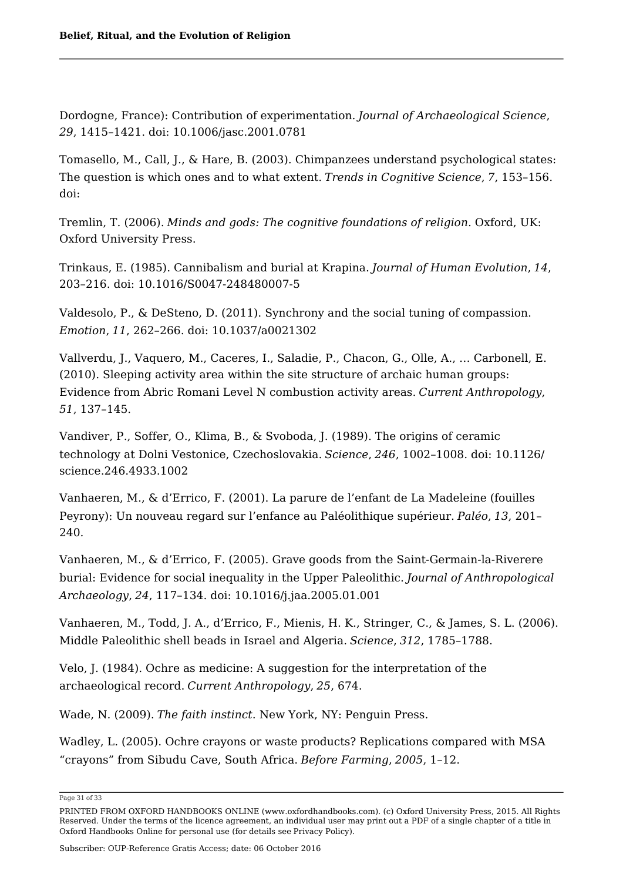Dordogne, France): Contribution of experimentation. *Journal of Archaeological Science*, *29*, 1415–1421. doi: 10.1006/jasc.2001.0781

Tomasello, M., Call, J., & Hare, B. (2003). Chimpanzees understand psychological states: The question is which ones and to what extent. *Trends in Cognitive Science*, *7*, 153–156. doi:

Tremlin, T. (2006). *Minds and gods: The cognitive foundations of religion*. Oxford, UK: Oxford University Press.

Trinkaus, E. (1985). Cannibalism and burial at Krapina. *Journal of Human Evolution*, *14*, 203–216. doi: 10.1016/S0047-248480007-5

Valdesolo, P., & DeSteno, D. (2011). Synchrony and the social tuning of compassion. *Emotion*, *11*, 262–266. doi: 10.1037/a0021302

Vallverdu, J., Vaquero, M., Caceres, I., Saladie, P., Chacon, G., Olle, A., … Carbonell, E. (2010). Sleeping activity area within the site structure of archaic human groups: Evidence from Abric Romani Level N combustion activity areas. *Current Anthropology*, *51*, 137–145.

Vandiver, P., Soffer, O., Klima, B., & Svoboda, J. (1989). The origins of ceramic technology at Dolni Vestonice, Czechoslovakia. *Science*, *246*, 1002–1008. doi: 10.1126/science.246.4933.1002

Vanhaeren, M., & d'Errico, F. (2001). La parure de l'enfant de La Madeleine (fouilles Peyrony): Un nouveau regard sur l'enfance au Paléolithique supérieur. *Paléo*, *13*, 201–240.

Vanhaeren, M., & d'Errico, F. (2005). Grave goods from the Saint-Germain-la-Riverere burial: Evidence for social inequality in the Upper Paleolithic. *Journal of Anthropological Archaeology*, *24*, 117–134. doi: 10.1016/j.jaa.2005.01.001

Vanhaeren, M., Todd, J. A., d'Errico, F., Mienis, H. K., Stringer, C., & James, S. L. (2006). Middle Paleolithic shell beads in Israel and Algeria. *Science*, *312*, 1785–1788.

Velo, J. (1984). Ochre as medicine: A suggestion for the interpretation of the archaeological record. *Current Anthropology*, *25*, 674.

Wade, N. (2009). *The faith instinct*. New York, NY: Penguin Press.

Wadley, L. (2005). Ochre crayons or waste products? Replications compared with MSA "crayons" from Sibudu Cave, South Africa. *Before Farming*, *2005*, 1–12.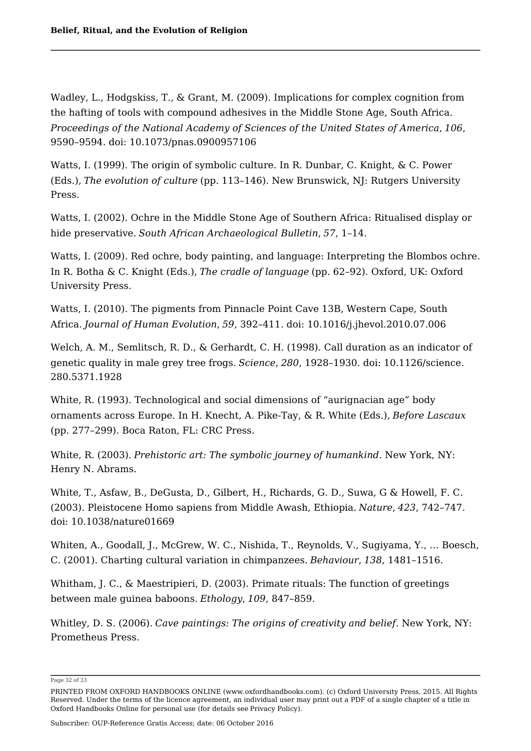Wadley, L., Hodgskiss, T., & Grant, M. (2009). Implications for complex cognition from the hafting of tools with compound adhesives in the Middle Stone Age, South Africa. *Proceedings of the National Academy of Sciences of the United States of America*, *106*, 9590–9594. doi: 10.1073/pnas.0900957106

Watts, I. (1999). The origin of symbolic culture. In R. Dunbar, C. Knight, & C. Power (Eds.), *The evolution of culture* (pp. 113–146). New Brunswick, NJ: Rutgers University Press.

Watts, I. (2002). Ochre in the Middle Stone Age of Southern Africa: Ritualised display or hide preservative. *South African Archaeological Bulletin*, *57*, 1–14.

Watts, I. (2009). Red ochre, body painting, and language: Interpreting the Blombos ochre. In R. Botha & C. Knight (Eds.), *The cradle of language* (pp. 62–92). Oxford, UK: Oxford University Press.

Watts, I. (2010). The pigments from Pinnacle Point Cave 13B, Western Cape, South Africa. *Journal of Human Evolution*, *59*, 392–411. doi: 10.1016/j.jhevol.2010.07.006

Welch, A. M., Semlitsch, R. D., & Gerhardt, C. H. (1998). Call duration as an indicator of genetic quality in male grey tree frogs. *Science*, *280*, 1928–1930. doi: 10.1126/science.280.5371.1928

White, R. (1993). Technological and social dimensions of “aurignacian age” body ornaments across Europe. In H. Knecht, A. Pike-Tay, & R. White (Eds.), *Before Lascaux* (pp. 277–299). Boca Raton, FL: CRC Press.

White, R. (2003). *Prehistoric art: The symbolic journey of humankind*. New York, NY: Henry N. Abrams.

White, T., Asfaw, B., DeGusta, D., Gilbert, H., Richards, G. D., Suwa, G & Howell, F. C. (2003). Pleistocene Homo sapiens from Middle Awash, Ethiopia. *Nature*, *423*, 742–747. doi: 10.1038/nature01669

Whiten, A., Goodall, J., McGrew, W. C., Nishida, T., Reynolds, V., Sugiyama, Y., … Boesch, C. (2001). Charting cultural variation in chimpanzees. *Behaviour*, *138*, 1481–1516.

Whitham, J. C., & Maestripieri, D. (2003). Primate rituals: The function of greetings between male guinea baboons. *Ethology*, *109*, 847–859.

Whitley, D. S. (2006). *Cave paintings: The origins of creativity and belief*. New York, NY: Prometheus Press.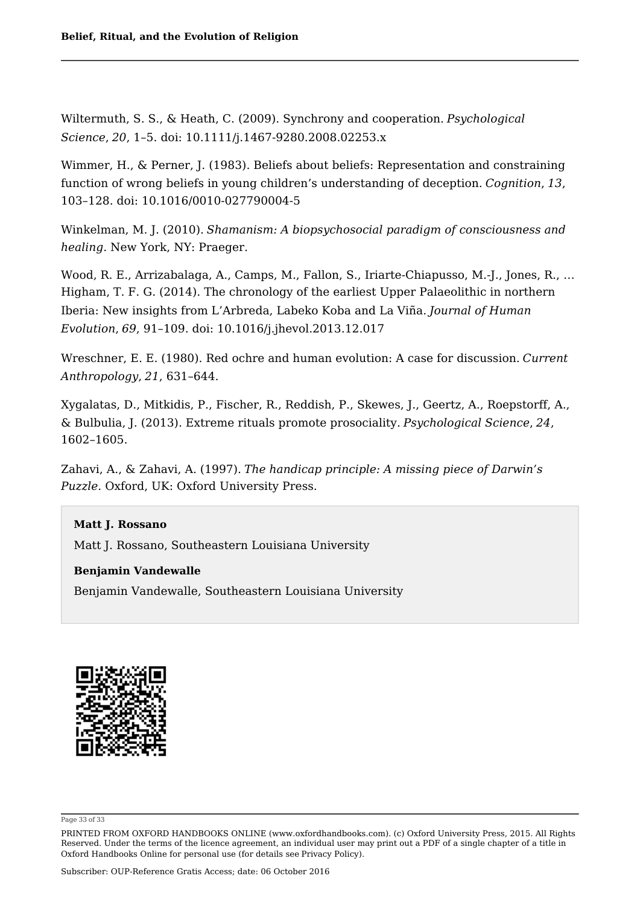Wiltermuth, S. S., & Heath, C. (2009). Synchrony and cooperation. *Psychological Science*, *20*, 1–5. doi: 10.1111/j.1467-9280.2008.02253.x

Wimmer, H., & Perner, J. (1983). Beliefs about beliefs: Representation and constraining function of wrong beliefs in young children's understanding of deception. *Cognition*, *13*, 103–128. doi: 10.1016/0010-027790004-5

Winkelman, M. J. (2010). *Shamanism: A biopsychosocial paradigm of consciousness and healing*. New York, NY: Praeger.

Wood, R. E., Arrizabalaga, A., Camps, M., Fallon, S., Iriarte-Chiapusso, M.-J., Jones, R., … Higham, T. F. G. (2014). The chronology of the earliest Upper Palaeolithic in northern Iberia: New insights from L'Arbreda, Labeko Koba and La Viña. *Journal of Human Evolution*, *69*, 91–109. doi: 10.1016/j.jhevol.2013.12.017

Wreschner, E. E. (1980). Red ochre and human evolution: A case for discussion. *Current Anthropology*, *21*, 631–644.

Xygalatas, D., Mitkidis, P., Fischer, R., Reddish, P., Skewes, J., Geertz, A., Roepstorff, A., & Bulbulia, J. (2013). Extreme rituals promote prosociality. *Psychological Science*, *24*, 1602–1605.

Zahavi, A., & Zahavi, A. (1997). *The handicap principle: A missing piece of Darwin's Puzzle*. Oxford, UK: Oxford University Press.

**Matt J. Rossano**

Matt J. Rossano, Southeastern Louisiana University

**Benjamin Vandewalle**

Benjamin Vandewalle, Southeastern Louisiana University